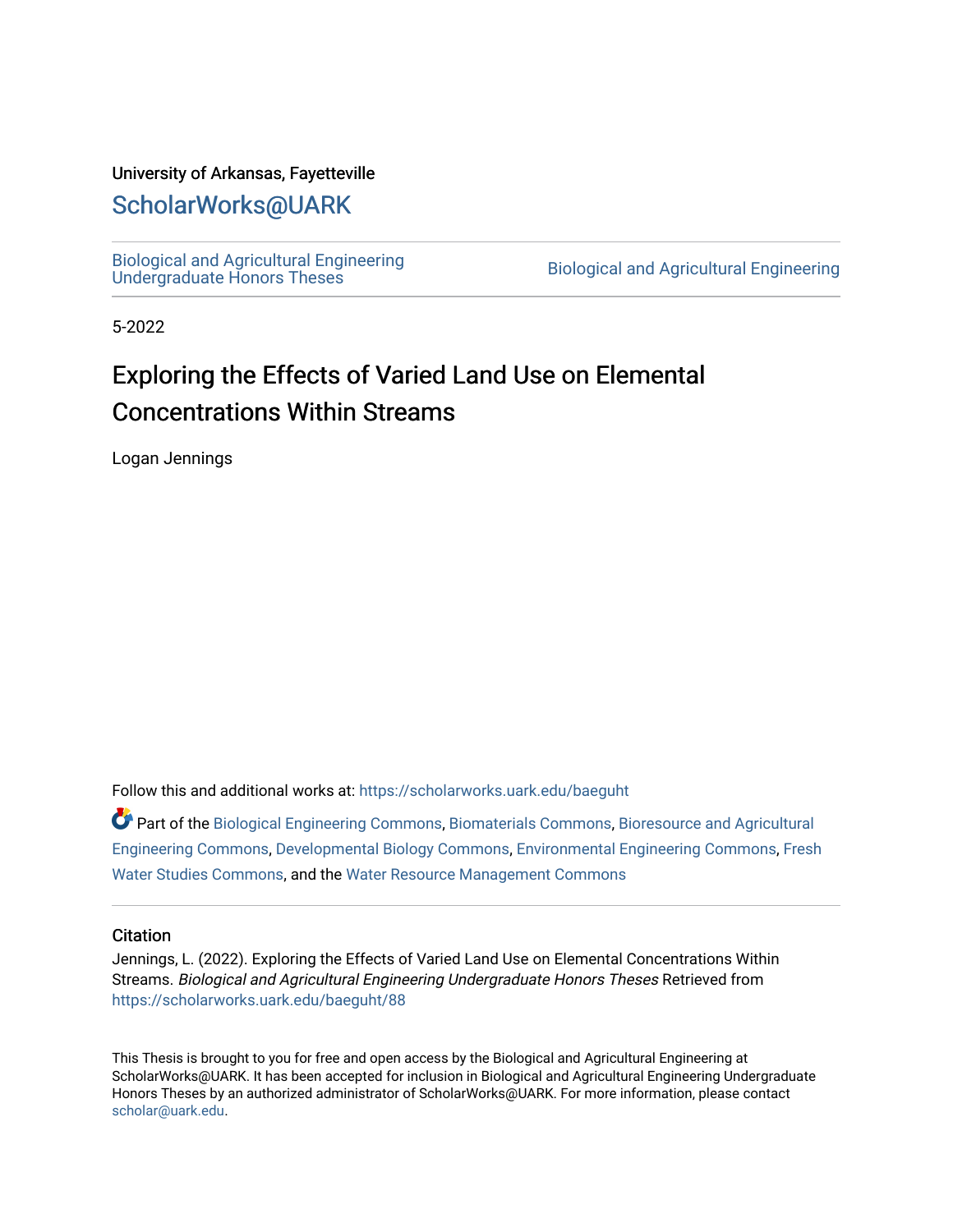University of Arkansas, Fayetteville

# ScholarWorks@UARK

Biological and Agricultural Engineering Undergraduate Honors Theses

Biological and Agricultural Engineering

5-2022

# Exploring the Effects of Varied Land Use on Elemental Concentrations Within Streams

Logan Jennings

Follow this and additional works at: https://scholarworks.uark.edu/baeguht

Part of the Biological Engineering Commons, Biomaterials Commons, Bioresource and Agricultural Engineering Commons, Developmental Biology Commons, Environmental Engineering Commons, Fresh Water Studies Commons, and the Water Resource Management Commons

## Citation

Jennings, L. (2022). Exploring the Effects of Varied Land Use on Elemental Concentrations Within Streams. *Biological and Agricultural Engineering Undergraduate Honors Theses* Retrieved from https://scholarworks.uark.edu/baeguht/88

This Thesis is brought to you for free and open access by the Biological and Agricultural Engineering at ScholarWorks@UARK. It has been accepted for inclusion in Biological and Agricultural Engineering Undergraduate Honors Theses by an authorized administrator of ScholarWorks@UARK. For more information, please contact scholar@uark.edu.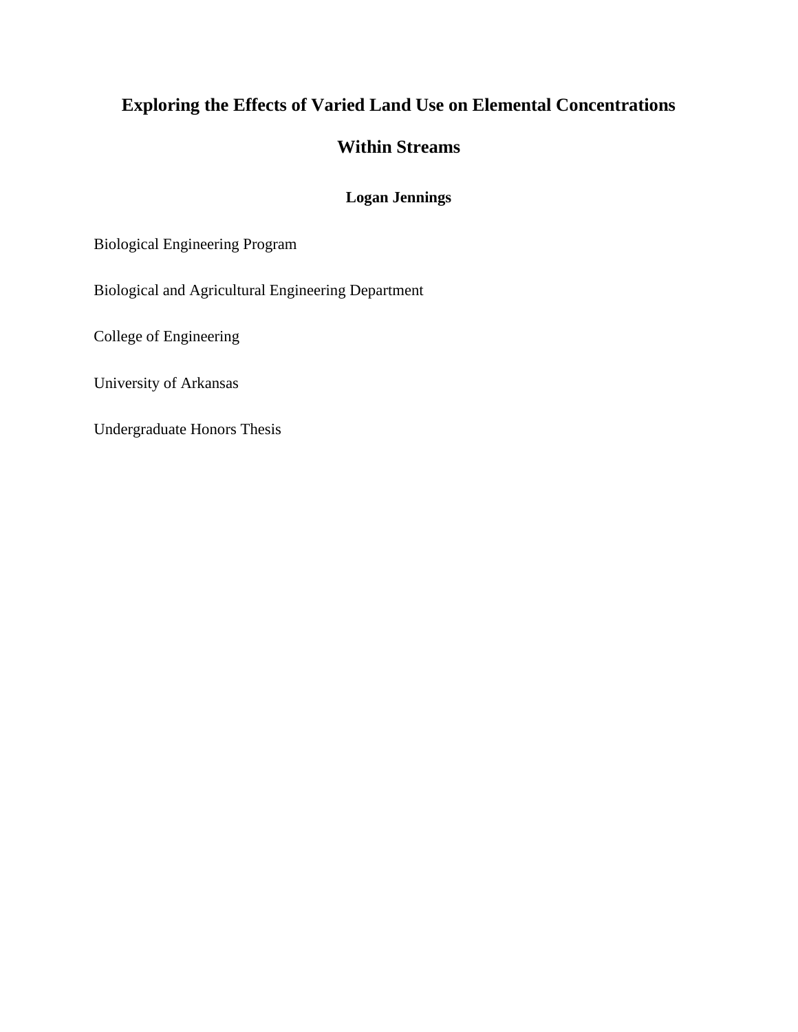# Exploring the Effects of Varied Land Use on Elemental Concentrations Within Streams

**Logan Jennings**

Biological Engineering Program

Biological and Agricultural Engineering Department

College of Engineering

University of Arkansas

Undergraduate Honors Thesis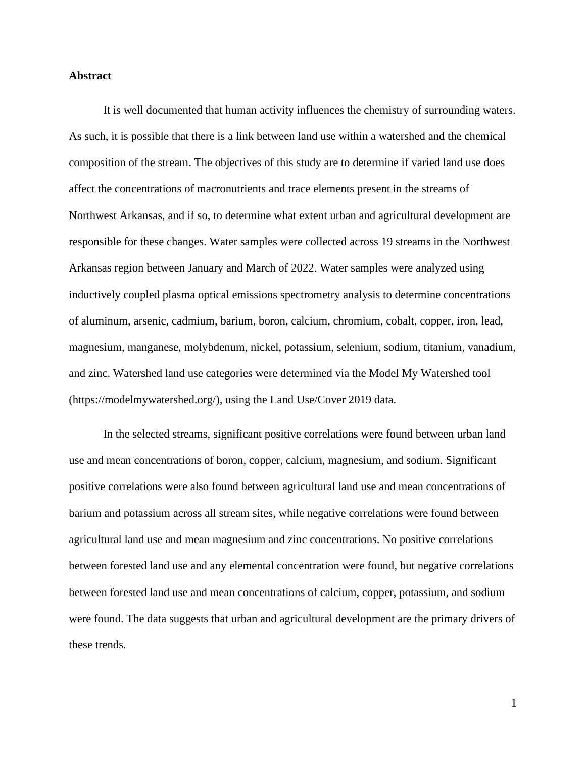**Abstract**

It is well documented that human activity influences the chemistry of surrounding waters. As such, it is possible that there is a link between land use within a watershed and the chemical composition of the stream. The objectives of this study are to determine if varied land use does affect the concentrations of macronutrients and trace elements present in the streams of Northwest Arkansas, and if so, to determine what extent urban and agricultural development are responsible for these changes. Water samples were collected across 19 streams in the Northwest Arkansas region between January and March of 2022. Water samples were analyzed using inductively coupled plasma optical emissions spectrometry analysis to determine concentrations of aluminum, arsenic, cadmium, barium, boron, calcium, chromium, cobalt, copper, iron, lead, magnesium, manganese, molybdenum, nickel, potassium, selenium, sodium, titanium, vanadium, and zinc. Watershed land use categories were determined via the Model My Watershed tool (https://modelmywatershed.org/), using the Land Use/Cover 2019 data.

In the selected streams, significant positive correlations were found between urban land use and mean concentrations of boron, copper, calcium, magnesium, and sodium. Significant positive correlations were also found between agricultural land use and mean concentrations of barium and potassium across all stream sites, while negative correlations were found between agricultural land use and mean magnesium and zinc concentrations. No positive correlations between forested land use and any elemental concentration were found, but negative correlations between forested land use and mean concentrations of calcium, copper, potassium, and sodium were found. The data suggests that urban and agricultural development are the primary drivers of these trends.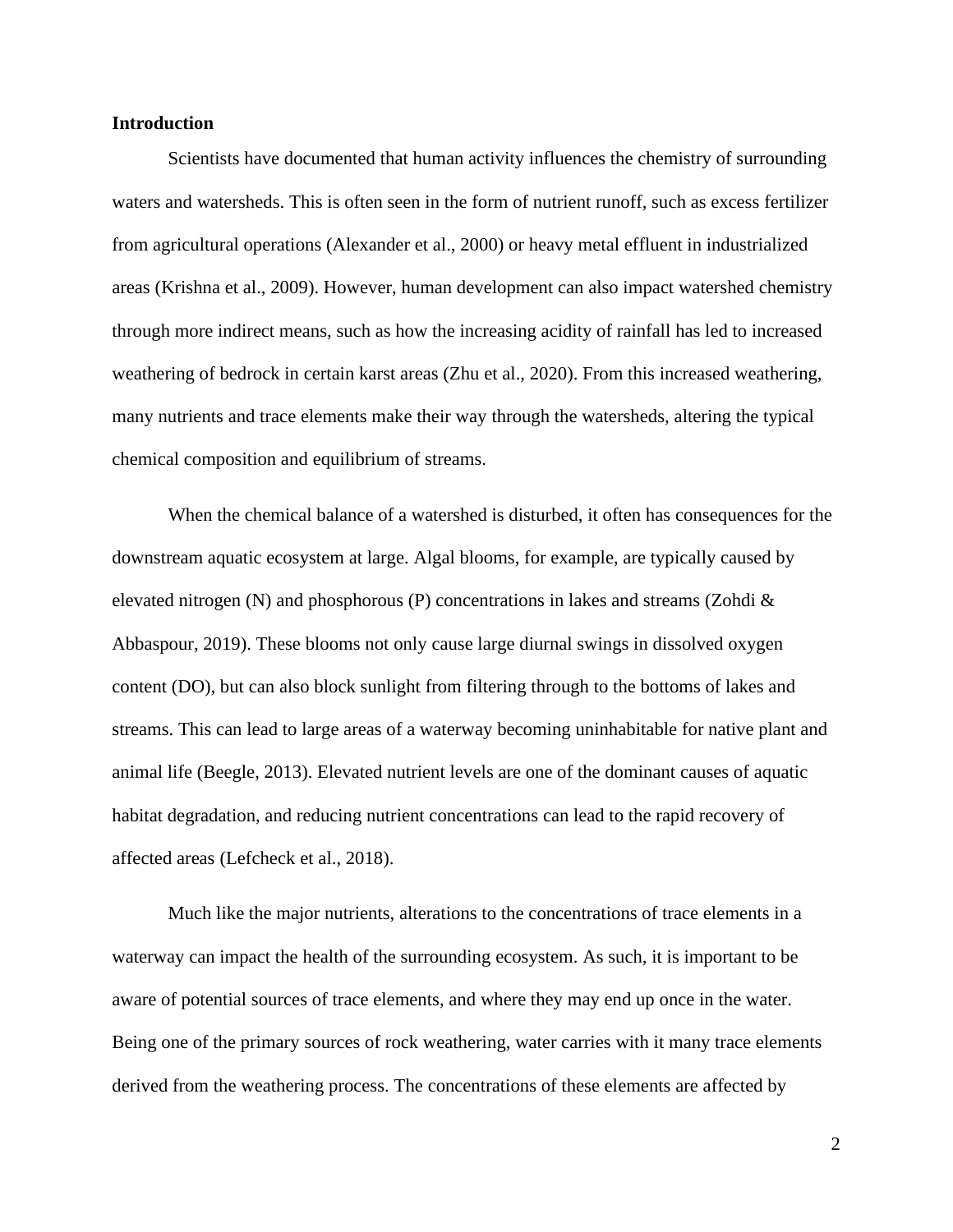## Introduction

Scientists have documented that human activity influences the chemistry of surrounding waters and watersheds. This is often seen in the form of nutrient runoff, such as excess fertilizer from agricultural operations (Alexander et al., 2000) or heavy metal effluent in industrialized areas (Krishna et al., 2009). However, human development can also impact watershed chemistry through more indirect means, such as how the increasing acidity of rainfall has led to increased weathering of bedrock in certain karst areas (Zhu et al., 2020). From this increased weathering, many nutrients and trace elements make their way through the watersheds, altering the typical chemical composition and equilibrium of streams.

When the chemical balance of a watershed is disturbed, it often has consequences for the downstream aquatic ecosystem at large. Algal blooms, for example, are typically caused by elevated nitrogen (N) and phosphorous (P) concentrations in lakes and streams (Zohdi & Abbaspour, 2019). These blooms not only cause large diurnal swings in dissolved oxygen content (DO), but can also block sunlight from filtering through to the bottoms of lakes and streams. This can lead to large areas of a waterway becoming uninhabitable for native plant and animal life (Beegle, 2013). Elevated nutrient levels are one of the dominant causes of aquatic habitat degradation, and reducing nutrient concentrations can lead to the rapid recovery of affected areas (Lefcheck et al., 2018).

Much like the major nutrients, alterations to the concentrations of trace elements in a waterway can impact the health of the surrounding ecosystem. As such, it is important to be aware of potential sources of trace elements, and where they may end up once in the water. Being one of the primary sources of rock weathering, water carries with it many trace elements derived from the weathering process. The concentrations of these elements are affected by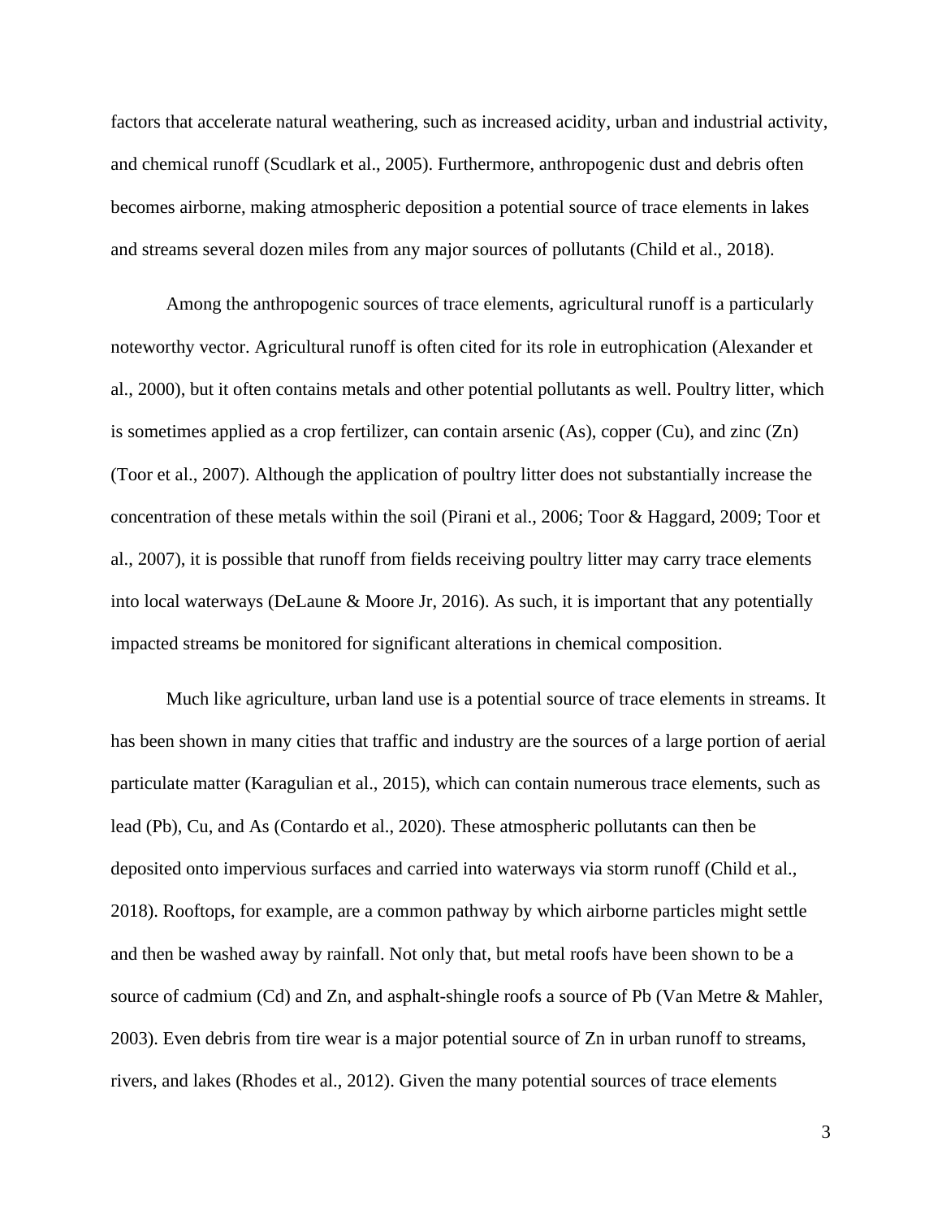factors that accelerate natural weathering, such as increased acidity, urban and industrial activity, and chemical runoff (Scudlark et al., 2005). Furthermore, anthropogenic dust and debris often becomes airborne, making atmospheric deposition a potential source of trace elements in lakes and streams several dozen miles from any major sources of pollutants (Child et al., 2018).

Among the anthropogenic sources of trace elements, agricultural runoff is a particularly noteworthy vector. Agricultural runoff is often cited for its role in eutrophication (Alexander et al., 2000), but it often contains metals and other potential pollutants as well. Poultry litter, which is sometimes applied as a crop fertilizer, can contain arsenic (As), copper (Cu), and zinc (Zn) (Toor et al., 2007). Although the application of poultry litter does not substantially increase the concentration of these metals within the soil (Pirani et al., 2006; Toor & Haggard, 2009; Toor et al., 2007), it is possible that runoff from fields receiving poultry litter may carry trace elements into local waterways (DeLaune & Moore Jr, 2016). As such, it is important that any potentially impacted streams be monitored for significant alterations in chemical composition.

Much like agriculture, urban land use is a potential source of trace elements in streams. It has been shown in many cities that traffic and industry are the sources of a large portion of aerial particulate matter (Karagulian et al., 2015), which can contain numerous trace elements, such as lead (Pb), Cu, and As (Contardo et al., 2020). These atmospheric pollutants can then be deposited onto impervious surfaces and carried into waterways via storm runoff (Child et al., 2018). Rooftops, for example, are a common pathway by which airborne particles might settle and then be washed away by rainfall. Not only that, but metal roofs have been shown to be a source of cadmium (Cd) and Zn, and asphalt-shingle roofs a source of Pb (Van Metre & Mahler, 2003). Even debris from tire wear is a major potential source of Zn in urban runoff to streams, rivers, and lakes (Rhodes et al., 2012). Given the many potential sources of trace elements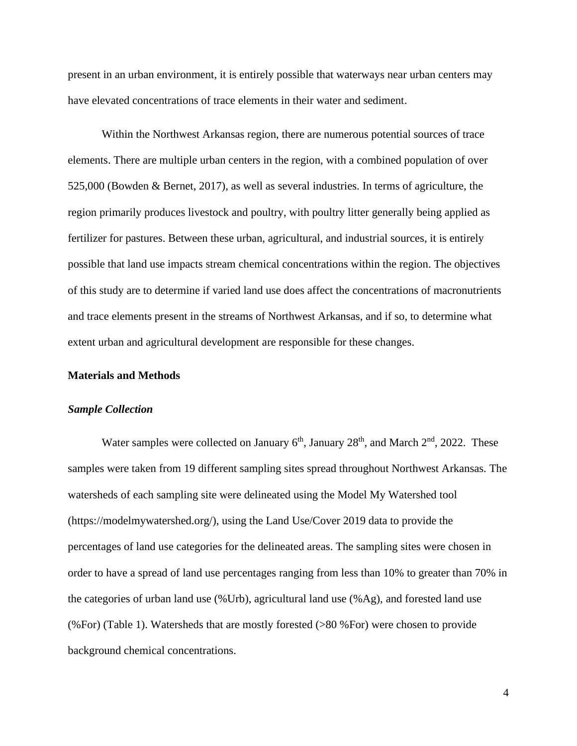present in an urban environment, it is entirely possible that waterways near urban centers may have elevated concentrations of trace elements in their water and sediment.

Within the Northwest Arkansas region, there are numerous potential sources of trace elements. There are multiple urban centers in the region, with a combined population of over 525,000 (Bowden & Bernet, 2017), as well as several industries. In terms of agriculture, the region primarily produces livestock and poultry, with poultry litter generally being applied as fertilizer for pastures. Between these urban, agricultural, and industrial sources, it is entirely possible that land use impacts stream chemical concentrations within the region. The objectives of this study are to determine if varied land use does affect the concentrations of macronutrients and trace elements present in the streams of Northwest Arkansas, and if so, to determine what extent urban and agricultural development are responsible for these changes.

## Materials and Methods

### *Sample Collection*

Water samples were collected on January 6th, January 28th, and March 2nd, 2022. These samples were taken from 19 different sampling sites spread throughout Northwest Arkansas. The watersheds of each sampling site were delineated using the Model My Watershed tool (https://modelmywatershed.org/), using the Land Use/Cover 2019 data to provide the percentages of land use categories for the delineated areas. The sampling sites were chosen in order to have a spread of land use percentages ranging from less than 10% to greater than 70% in the categories of urban land use (%Urb), agricultural land use (%Ag), and forested land use (%For) (Table 1). Watersheds that are mostly forested (>80 %For) were chosen to provide background chemical concentrations.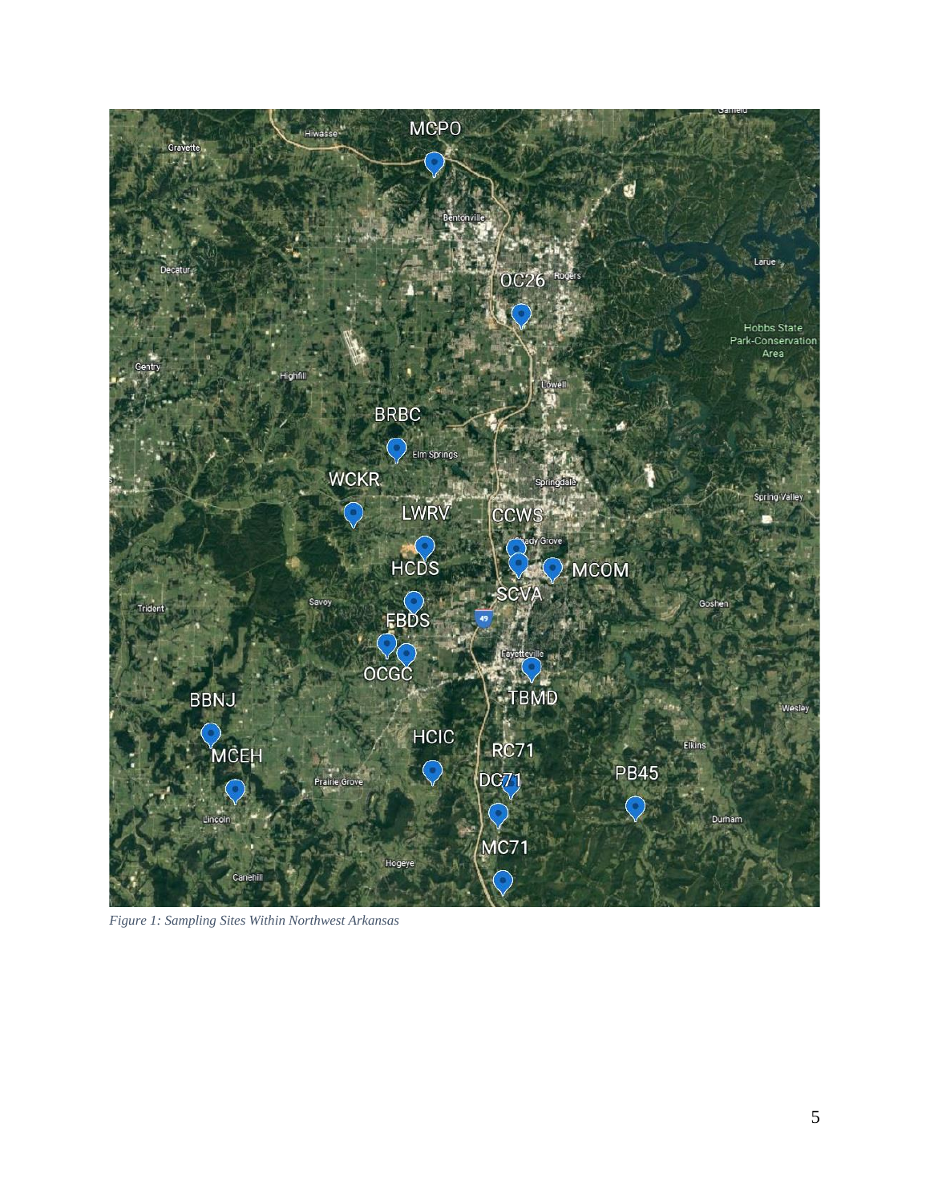*Figure 1: Sampling Sites Within Northwest Arkansas*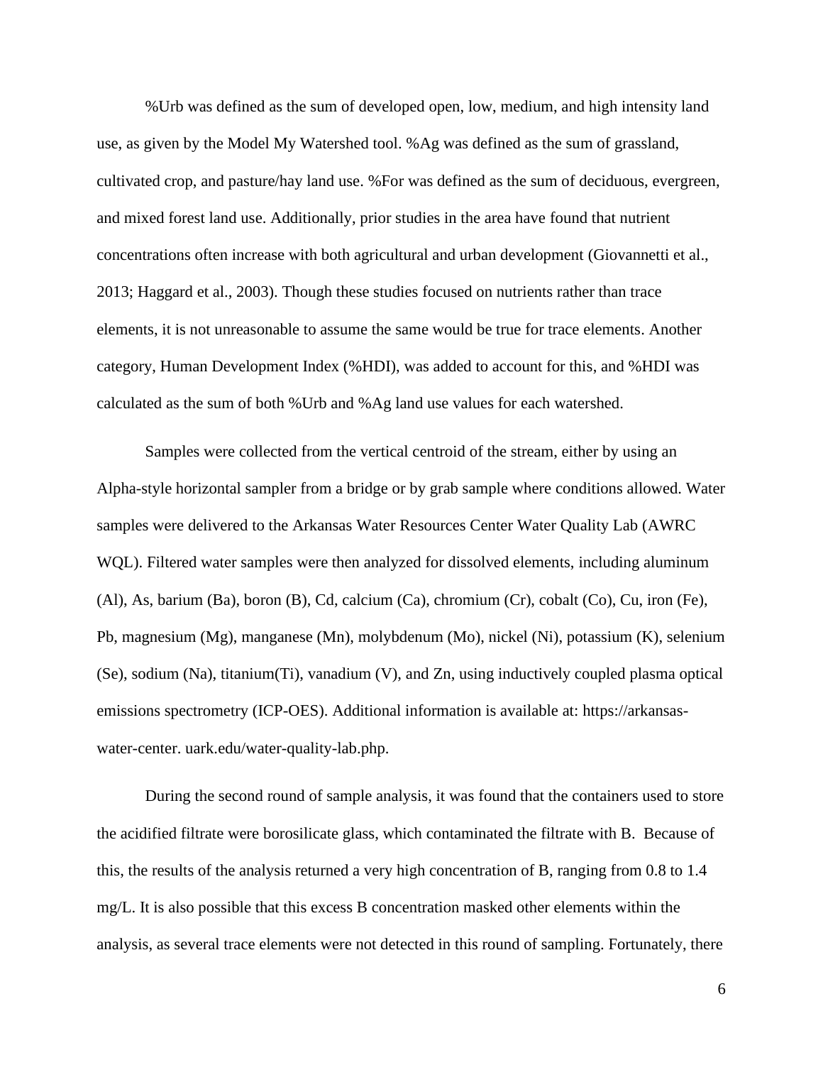%Urb was defined as the sum of developed open, low, medium, and high intensity land use, as given by the Model My Watershed tool. %Ag was defined as the sum of grassland, cultivated crop, and pasture/hay land use. %For was defined as the sum of deciduous, evergreen, and mixed forest land use. Additionally, prior studies in the area have found that nutrient concentrations often increase with both agricultural and urban development (Giovannetti et al., 2013; Haggard et al., 2003). Though these studies focused on nutrients rather than trace elements, it is not unreasonable to assume the same would be true for trace elements. Another category, Human Development Index (%HDI), was added to account for this, and %HDI was calculated as the sum of both %Urb and %Ag land use values for each watershed.

Samples were collected from the vertical centroid of the stream, either by using an Alpha-style horizontal sampler from a bridge or by grab sample where conditions allowed. Water samples were delivered to the Arkansas Water Resources Center Water Quality Lab (AWRC WQL). Filtered water samples were then analyzed for dissolved elements, including aluminum (Al), As, barium (Ba), boron (B), Cd, calcium (Ca), chromium (Cr), cobalt (Co), Cu, iron (Fe), Pb, magnesium (Mg), manganese (Mn), molybdenum (Mo), nickel (Ni), potassium (K), selenium (Se), sodium (Na), titanium(Ti), vanadium (V), and Zn, using inductively coupled plasma optical emissions spectrometry (ICP-OES). Additional information is available at: https://arkansas-water-center. uark.edu/water-quality-lab.php.

During the second round of sample analysis, it was found that the containers used to store the acidified filtrate were borosilicate glass, which contaminated the filtrate with B. Because of this, the results of the analysis returned a very high concentration of B, ranging from 0.8 to 1.4 mg/L. It is also possible that this excess B concentration masked other elements within the analysis, as several trace elements were not detected in this round of sampling. Fortunately, there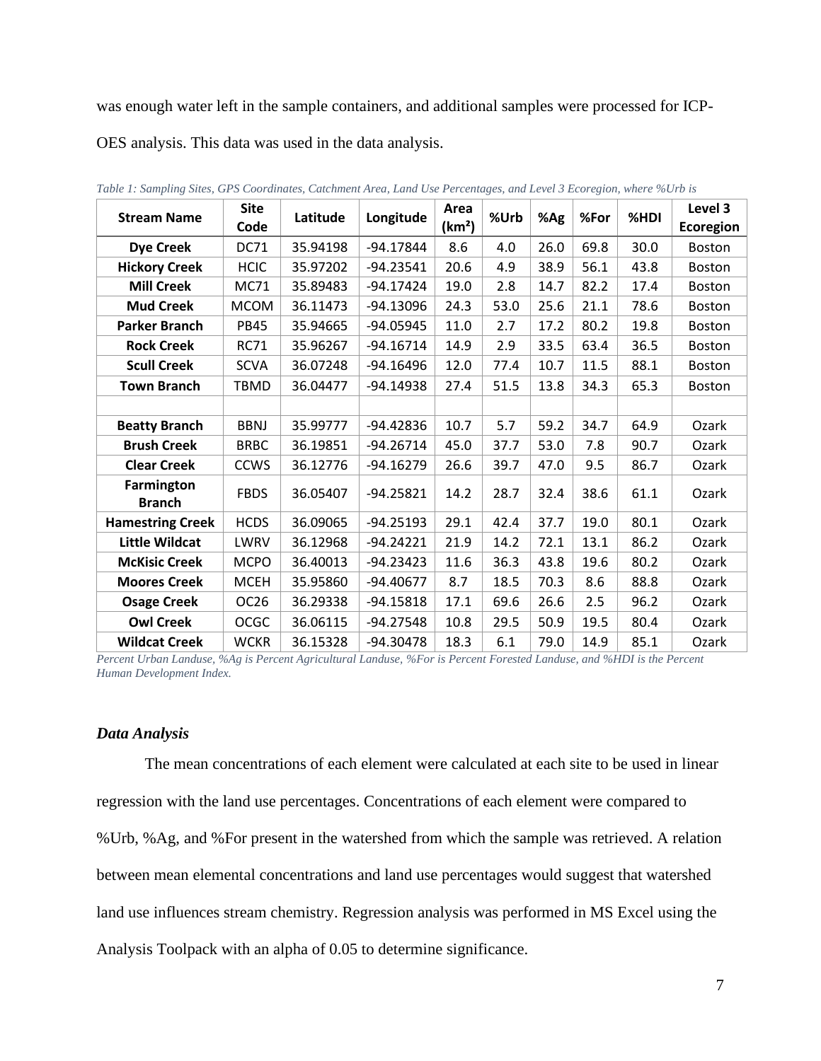was enough water left in the sample containers, and additional samples were processed for ICP-OES analysis. This data was used in the data analysis.

*Table 1: Sampling Sites, GPS Coordinates, Catchment Area, Land Use Percentages, and Level 3 Ecoregion, where %Urb is Percent Urban Landuse, %Ag is Percent Agricultural Landuse, %For is Percent Forested Landuse, and %HDI is the Percent Human Development Index.*

| Stream Name | Site Code | Latitude | Longitude | Area (km²) | %Urb | %Ag | %For | %HDI | Level 3 Ecoregion |
|---|---|---|---|---|---|---|---|---|---|
| **Dye Creek** | DC71 | 35.94198 | -94.17844 | 8.6 | 4.0 | 26.0 | 69.8 | 30.0 | Boston |
| **Hickory Creek** | HCIC | 35.97202 | -94.23541 | 20.6 | 4.9 | 38.9 | 56.1 | 43.8 | Boston |
| **Mill Creek** | MC71 | 35.89483 | -94.17424 | 19.0 | 2.8 | 14.7 | 82.2 | 17.4 | Boston |
| **Mud Creek** | MCOM | 36.11473 | -94.13096 | 24.3 | 53.0 | 25.6 | 21.1 | 78.6 | Boston |
| **Parker Branch** | PB45 | 35.94665 | -94.05945 | 11.0 | 2.7 | 17.2 | 80.2 | 19.8 | Boston |
| **Rock Creek** | RC71 | 35.96267 | -94.16714 | 14.9 | 2.9 | 33.5 | 63.4 | 36.5 | Boston |
| **Scull Creek** | SCVA | 36.07248 | -94.16496 | 12.0 | 77.4 | 10.7 | 11.5 | 88.1 | Boston |
| **Town Branch** | TBMD | 36.04477 | -94.14938 | 27.4 | 51.5 | 13.8 | 34.3 | 65.3 | Boston |
| | | | | | | | | | |
| **Beatty Branch** | BBNJ | 35.99777 | -94.42836 | 10.7 | 5.7 | 59.2 | 34.7 | 64.9 | Ozark |
| **Brush Creek** | BRBC | 36.19851 | -94.26714 | 45.0 | 37.7 | 53.0 | 7.8 | 90.7 | Ozark |
| **Clear Creek** | CCWS | 36.12776 | -94.16279 | 26.6 | 39.7 | 47.0 | 9.5 | 86.7 | Ozark |
| **Farmington Branch** | FBDS | 36.05407 | -94.25821 | 14.2 | 28.7 | 32.4 | 38.6 | 61.1 | Ozark |
| **Hamestring Creek** | HCDS | 36.09065 | -94.25193 | 29.1 | 42.4 | 37.7 | 19.0 | 80.1 | Ozark |
| **Little Wildcat** | LWRV | 36.12968 | -94.24221 | 21.9 | 14.2 | 72.1 | 13.1 | 86.2 | Ozark |
| **McKisic Creek** | MCPO | 36.40013 | -94.23423 | 11.6 | 36.3 | 43.8 | 19.6 | 80.2 | Ozark |
| **Moores Creek** | MCEH | 35.95860 | -94.40677 | 8.7 | 18.5 | 70.3 | 8.6 | 88.8 | Ozark |
| **Osage Creek** | OC26 | 36.29338 | -94.15818 | 17.1 | 69.6 | 26.6 | 2.5 | 96.2 | Ozark |
| **Owl Creek** | OCGC | 36.06115 | -94.27548 | 10.8 | 29.5 | 50.9 | 19.5 | 80.4 | Ozark |
| **Wildcat Creek** | WCKR | 36.15328 | -94.30478 | 18.3 | 6.1 | 79.0 | 14.9 | 85.1 | Ozark |

### *Data Analysis*

The mean concentrations of each element were calculated at each site to be used in linear regression with the land use percentages. Concentrations of each element were compared to %Urb, %Ag, and %For present in the watershed from which the sample was retrieved. A relation between mean elemental concentrations and land use percentages would suggest that watershed land use influences stream chemistry. Regression analysis was performed in MS Excel using the Analysis Toolpack with an alpha of 0.05 to determine significance.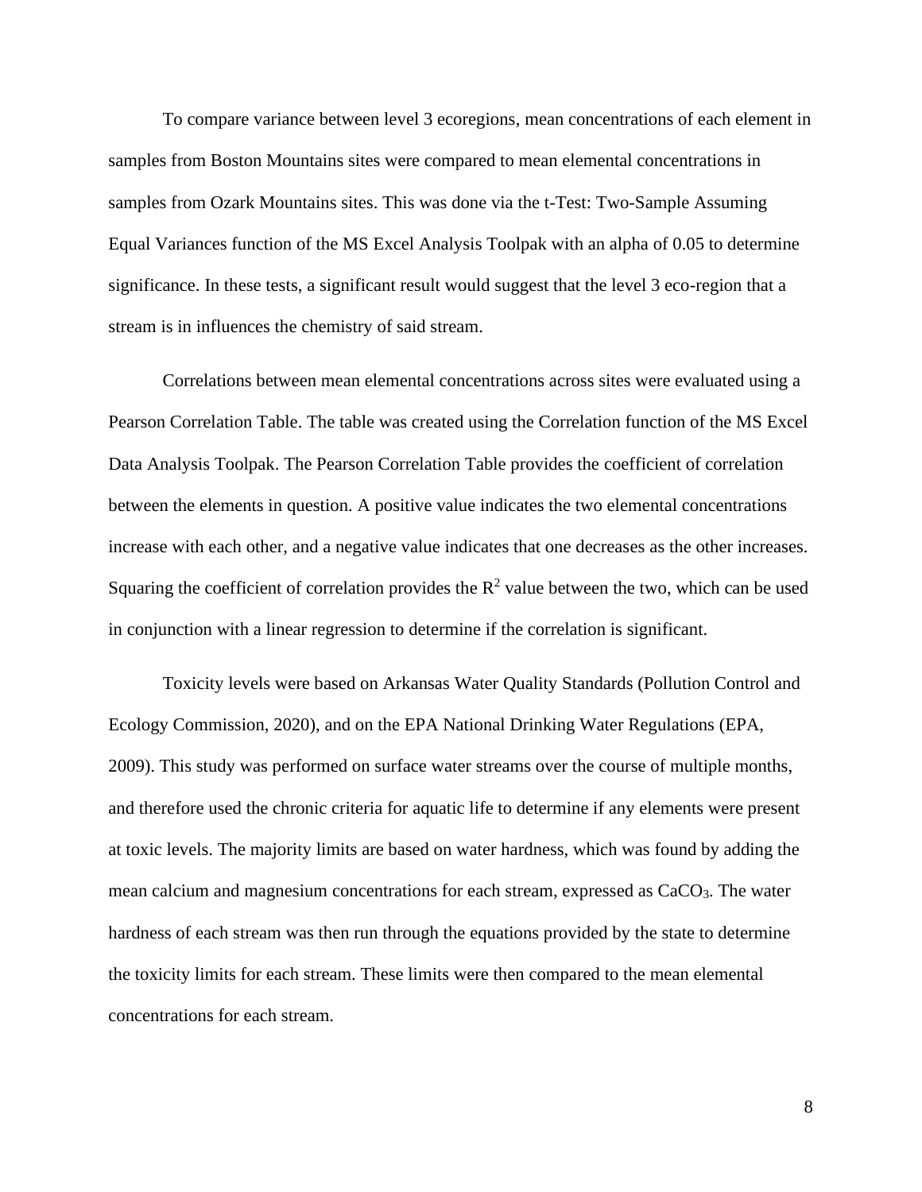To compare variance between level 3 ecoregions, mean concentrations of each element in samples from Boston Mountains sites were compared to mean elemental concentrations in samples from Ozark Mountains sites. This was done via the t-Test: Two-Sample Assuming Equal Variances function of the MS Excel Analysis Toolpak with an alpha of 0.05 to determine significance. In these tests, a significant result would suggest that the level 3 eco-region that a stream is in influences the chemistry of said stream.

Correlations between mean elemental concentrations across sites were evaluated using a Pearson Correlation Table. The table was created using the Correlation function of the MS Excel Data Analysis Toolpak. The Pearson Correlation Table provides the coefficient of correlation between the elements in question. A positive value indicates the two elemental concentrations increase with each other, and a negative value indicates that one decreases as the other increases. Squaring the coefficient of correlation provides the $R^2$ value between the two, which can be used in conjunction with a linear regression to determine if the correlation is significant.

Toxicity levels were based on Arkansas Water Quality Standards (Pollution Control and Ecology Commission, 2020), and on the EPA National Drinking Water Regulations (EPA, 2009). This study was performed on surface water streams over the course of multiple months, and therefore used the chronic criteria for aquatic life to determine if any elements were present at toxic levels. The majority limits are based on water hardness, which was found by adding the mean calcium and magnesium concentrations for each stream, expressed as $CaCO_3$. The water hardness of each stream was then run through the equations provided by the state to determine the toxicity limits for each stream. These limits were then compared to the mean elemental concentrations for each stream.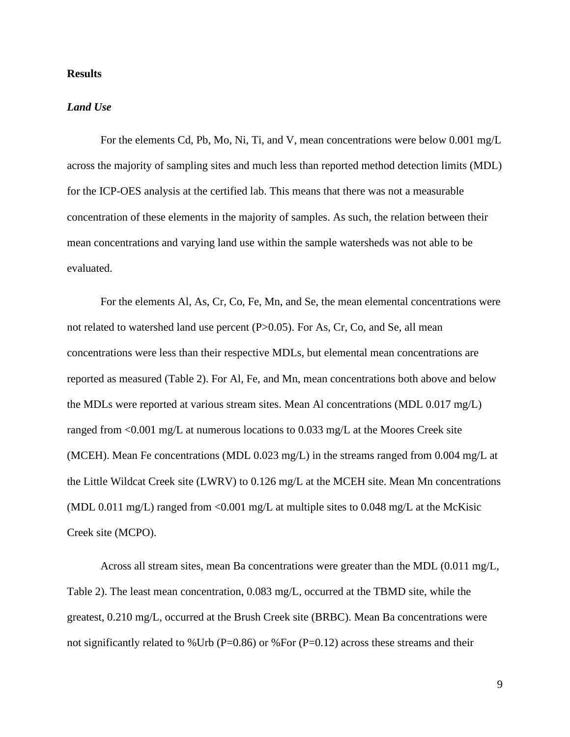## Results

### *Land Use*

For the elements Cd, Pb, Mo, Ni, Ti, and V, mean concentrations were below 0.001 mg/L across the majority of sampling sites and much less than reported method detection limits (MDL) for the ICP-OES analysis at the certified lab. This means that there was not a measurable concentration of these elements in the majority of samples. As such, the relation between their mean concentrations and varying land use within the sample watersheds was not able to be evaluated.

For the elements Al, As, Cr, Co, Fe, Mn, and Se, the mean elemental concentrations were not related to watershed land use percent ($P>0.05$). For As, Cr, Co, and Se, all mean concentrations were less than their respective MDLs, but elemental mean concentrations are reported as measured (Table 2). For Al, Fe, and Mn, mean concentrations both above and below the MDLs were reported at various stream sites. Mean Al concentrations (MDL 0.017 mg/L) ranged from <0.001 mg/L at numerous locations to 0.033 mg/L at the Moores Creek site (MCEH). Mean Fe concentrations (MDL 0.023 mg/L) in the streams ranged from 0.004 mg/L at the Little Wildcat Creek site (LWRV) to 0.126 mg/L at the MCEH site. Mean Mn concentrations (MDL 0.011 mg/L) ranged from <0.001 mg/L at multiple sites to 0.048 mg/L at the McKisic Creek site (MCPO).

Across all stream sites, mean Ba concentrations were greater than the MDL (0.011 mg/L, Table 2). The least mean concentration, 0.083 mg/L, occurred at the TBMD site, while the greatest, 0.210 mg/L, occurred at the Brush Creek site (BRBC). Mean Ba concentrations were not significantly related to %Urb ($P=0.86$) or %For ($P=0.12$) across these streams and their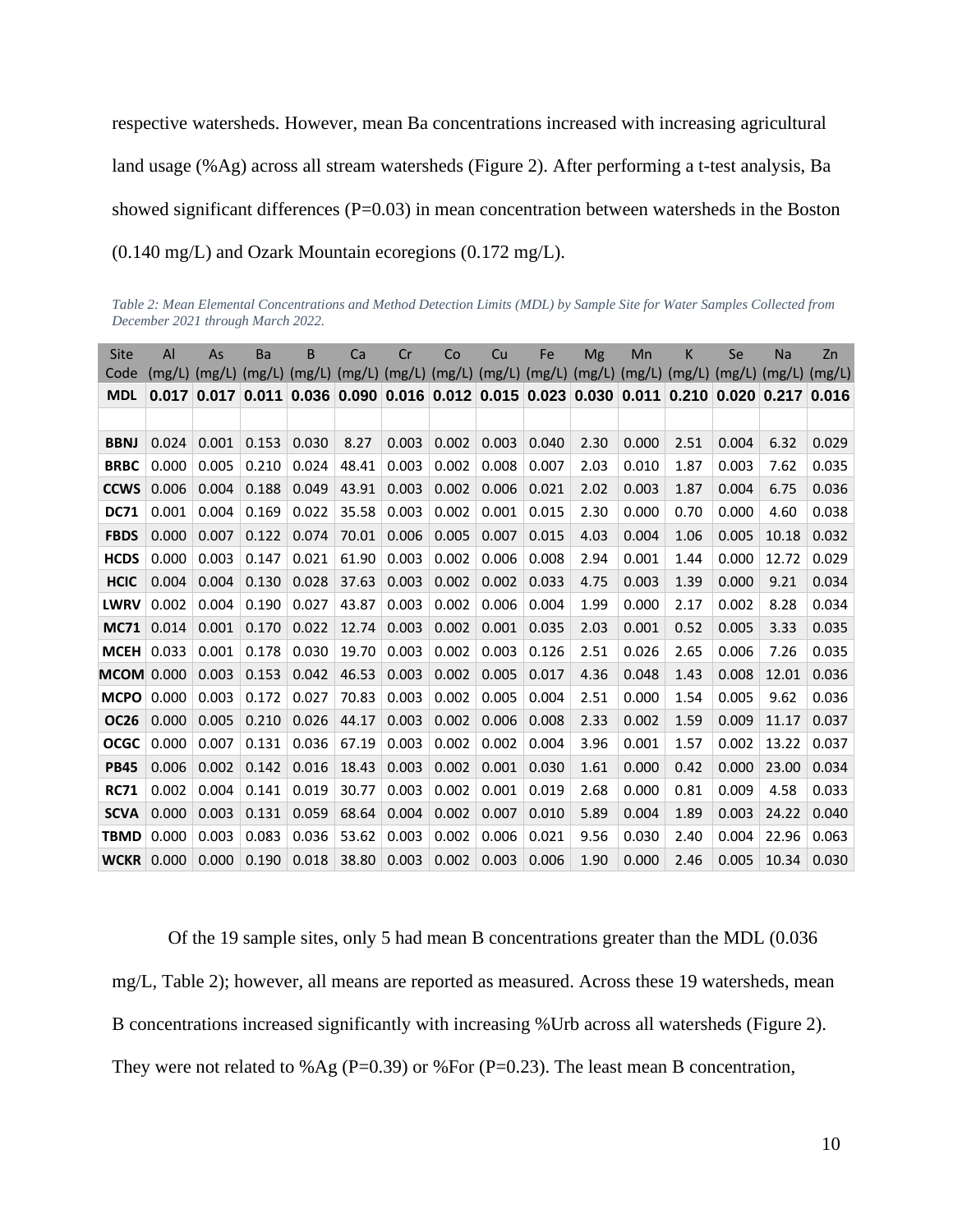respective watersheds. However, mean Ba concentrations increased with increasing agricultural land usage (%Ag) across all stream watersheds (Figure 2). After performing a t-test analysis, Ba showed significant differences (P=0.03) in mean concentration between watersheds in the Boston (0.140 mg/L) and Ozark Mountain ecoregions (0.172 mg/L).

*Table 2: Mean Elemental Concentrations and Method Detection Limits (MDL) by Sample Site for Water Samples Collected from December 2021 through March 2022.*

| Site Code | Al (mg/L) | As (mg/L) | Ba (mg/L) | B (mg/L) | Ca (mg/L) | Cr (mg/L) | Co (mg/L) | Cu (mg/L) | Fe (mg/L) | Mg (mg/L) | Mn (mg/L) | K (mg/L) | Se (mg/L) | Na (mg/L) | Zn (mg/L) |
|---|---|---|---|---|---|---|---|---|---|---|---|---|---|---|---|
| **MDL** | **0.017** | **0.017** | **0.011** | **0.036** | **0.090** | **0.016** | **0.012** | **0.015** | **0.023** | **0.030** | **0.011** | **0.210** | **0.020** | **0.217** | **0.016** |
| | | | | | | | | | | | | | | | |
| **BBNJ** | 0.024 | 0.001 | 0.153 | 0.030 | 8.27 | 0.003 | 0.002 | 0.003 | 0.040 | 2.30 | 0.000 | 2.51 | 0.004 | 6.32 | 0.029 |
| **BRBC** | 0.000 | 0.005 | 0.210 | 0.024 | 48.41 | 0.003 | 0.002 | 0.008 | 0.007 | 2.03 | 0.010 | 1.87 | 0.003 | 7.62 | 0.035 |
| **CCWS** | 0.006 | 0.004 | 0.188 | 0.049 | 43.91 | 0.003 | 0.002 | 0.006 | 0.021 | 2.02 | 0.003 | 1.87 | 0.004 | 6.75 | 0.036 |
| **DC71** | 0.001 | 0.004 | 0.169 | 0.022 | 35.58 | 0.003 | 0.002 | 0.001 | 0.015 | 2.30 | 0.000 | 0.70 | 0.000 | 4.60 | 0.038 |
| **FBDS** | 0.000 | 0.007 | 0.122 | 0.074 | 70.01 | 0.006 | 0.005 | 0.007 | 0.015 | 4.03 | 0.004 | 1.06 | 0.005 | 10.18 | 0.032 |
| **HCDS** | 0.000 | 0.003 | 0.147 | 0.021 | 61.90 | 0.003 | 0.002 | 0.006 | 0.008 | 2.94 | 0.001 | 1.44 | 0.000 | 12.72 | 0.029 |
| **HCIC** | 0.004 | 0.004 | 0.130 | 0.028 | 37.63 | 0.003 | 0.002 | 0.002 | 0.033 | 4.75 | 0.003 | 1.39 | 0.000 | 9.21 | 0.034 |
| **LWRV** | 0.002 | 0.004 | 0.190 | 0.027 | 43.87 | 0.003 | 0.002 | 0.006 | 0.004 | 1.99 | 0.000 | 2.17 | 0.002 | 8.28 | 0.034 |
| **MC71** | 0.014 | 0.001 | 0.170 | 0.022 | 12.74 | 0.003 | 0.002 | 0.001 | 0.035 | 2.03 | 0.001 | 0.52 | 0.005 | 3.33 | 0.035 |
| **MCEH** | 0.033 | 0.001 | 0.178 | 0.030 | 19.70 | 0.003 | 0.002 | 0.003 | 0.126 | 2.51 | 0.026 | 2.65 | 0.006 | 7.26 | 0.035 |
| **MCOM** | 0.000 | 0.003 | 0.153 | 0.042 | 46.53 | 0.003 | 0.002 | 0.005 | 0.017 | 4.36 | 0.048 | 1.43 | 0.008 | 12.01 | 0.036 |
| **MCPO** | 0.000 | 0.003 | 0.172 | 0.027 | 70.83 | 0.003 | 0.002 | 0.005 | 0.004 | 2.51 | 0.000 | 1.54 | 0.005 | 9.62 | 0.036 |
| **OC26** | 0.000 | 0.005 | 0.210 | 0.026 | 44.17 | 0.003 | 0.002 | 0.006 | 0.008 | 2.33 | 0.002 | 1.59 | 0.009 | 11.17 | 0.037 |
| **OCGC** | 0.000 | 0.007 | 0.131 | 0.036 | 67.19 | 0.003 | 0.002 | 0.002 | 0.004 | 3.96 | 0.001 | 1.57 | 0.002 | 13.22 | 0.037 |
| **PB45** | 0.006 | 0.002 | 0.142 | 0.016 | 18.43 | 0.003 | 0.002 | 0.001 | 0.030 | 1.61 | 0.000 | 0.42 | 0.000 | 23.00 | 0.034 |
| **RC71** | 0.002 | 0.004 | 0.141 | 0.019 | 30.77 | 0.003 | 0.002 | 0.001 | 0.019 | 2.68 | 0.000 | 0.81 | 0.009 | 4.58 | 0.033 |
| **SCVA** | 0.000 | 0.003 | 0.131 | 0.059 | 68.64 | 0.004 | 0.002 | 0.007 | 0.010 | 5.89 | 0.004 | 1.89 | 0.003 | 24.22 | 0.040 |
| **TBMD** | 0.000 | 0.003 | 0.083 | 0.036 | 53.62 | 0.003 | 0.002 | 0.006 | 0.021 | 9.56 | 0.030 | 2.40 | 0.004 | 22.96 | 0.063 |
| **WCKR** | 0.000 | 0.000 | 0.190 | 0.018 | 38.80 | 0.003 | 0.002 | 0.003 | 0.006 | 1.90 | 0.000 | 2.46 | 0.005 | 10.34 | 0.030 |

Of the 19 sample sites, only 5 had mean B concentrations greater than the MDL (0.036 mg/L, Table 2); however, all means are reported as measured. Across these 19 watersheds, mean B concentrations increased significantly with increasing %Urb across all watersheds (Figure 2). They were not related to %Ag (P=0.39) or %For (P=0.23). The least mean B concentration,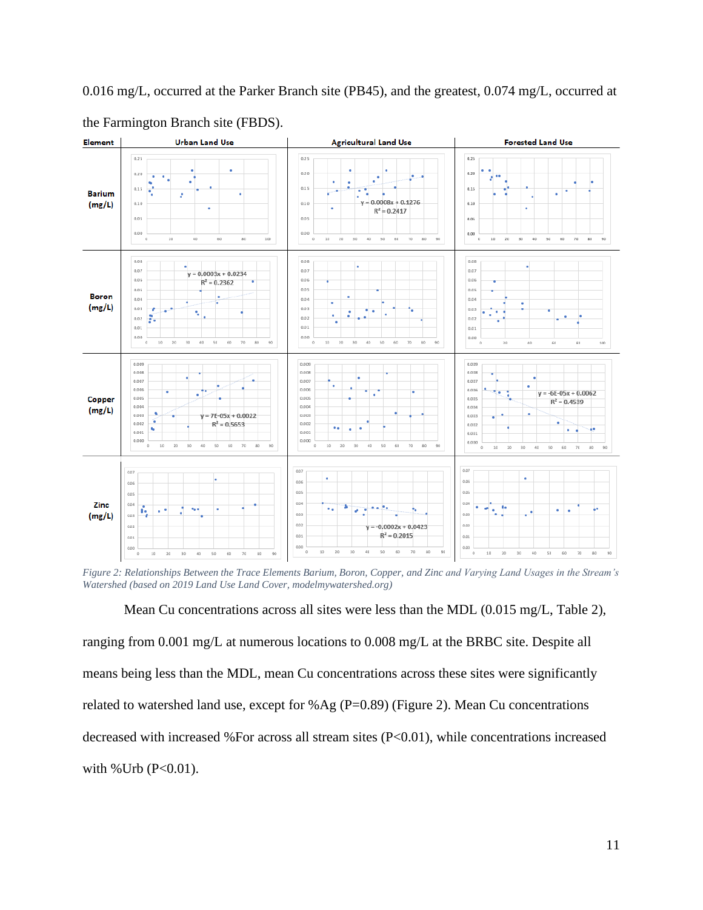0.016 mg/L, occurred at the Parker Branch site (PB45), and the greatest, 0.074 mg/L, occurred at the Farmington Branch site (FBDS).

*Figure 2: Relationships Between the Trace Elements Barium, Boron, Copper, and Zinc and Varying Land Usages in the Stream's Watershed (based on 2019 Land Use Land Cover, modelmywatershed.org)*

Mean Cu concentrations across all sites were less than the MDL (0.015 mg/L, Table 2), ranging from 0.001 mg/L at numerous locations to 0.008 mg/L at the BRBC site. Despite all means being less than the MDL, mean Cu concentrations across these sites were significantly related to watershed land use, except for %Ag (P=0.89) (Figure 2). Mean Cu concentrations decreased with increased %For across all stream sites (P<0.01), while concentrations increased with %Urb (P<0.01).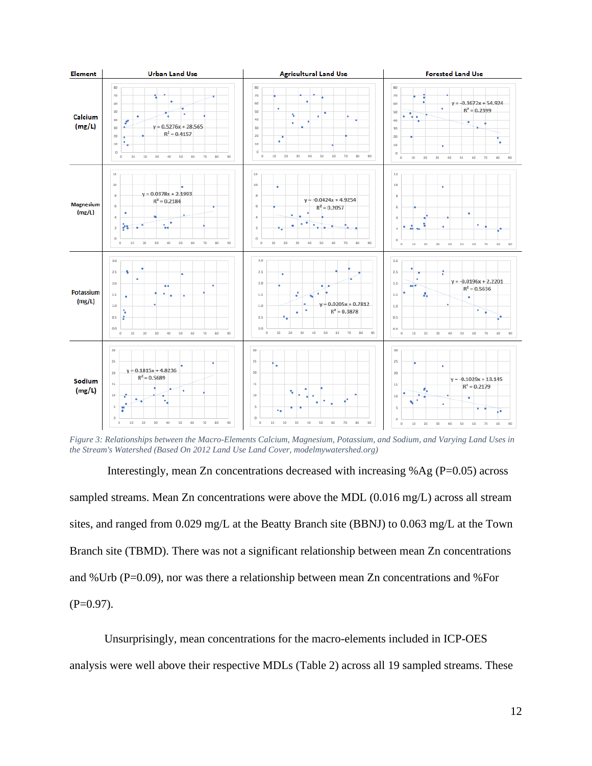| Element | Urban Land Use | Agricultural Land Use | Forested Land Use |
|---|---|---|---|
| Calcium (mg/L) | $y = 0.5276x + 28.565$ <br> $R^2 = 0.4157$ | | $y = -0.3672x + 54.924$ <br> $R^2 = 0.2399$ |
| Magnesium (mg/L) | $y = 0.0378x + 2.1993$ <br> $R^2 = 0.2184$ | $y = -0.0424x + 4.9254$ <br> $R^2 = 0.2057$ | |
| Potassium (mg/L) | | $y = 0.0205x + 0.7812$ <br> $R^2 = 0.3878$ | $y = -0.0196x + 2.2201$ <br> $R^2 = 0.5636$ |
| Sodium (mg/L) | $y = 0.1815x + 4.8236$ <br> $R^2 = 0.5689$ | | $y = -0.1029x + 13.145$ <br> $R^2 = 0.2179$ |

*Figure 3: Relationships between the Macro-Elements Calcium, Magnesium, Potassium, and Sodium, and Varying Land Uses in the Stream's Watershed (Based On 2012 Land Use Land Cover, modelmywatershed.org)*

Interestingly, mean Zn concentrations decreased with increasing %Ag (P=0.05) across sampled streams. Mean Zn concentrations were above the MDL (0.016 mg/L) across all stream sites, and ranged from 0.029 mg/L at the Beatty Branch site (BBNJ) to 0.063 mg/L at the Town Branch site (TBMD). There was not a significant relationship between mean Zn concentrations and %Urb (P=0.09), nor was there a relationship between mean Zn concentrations and %For (P=0.97).

Unsurprisingly, mean concentrations for the macro-elements included in ICP-OES analysis were well above their respective MDLs (Table 2) across all 19 sampled streams. These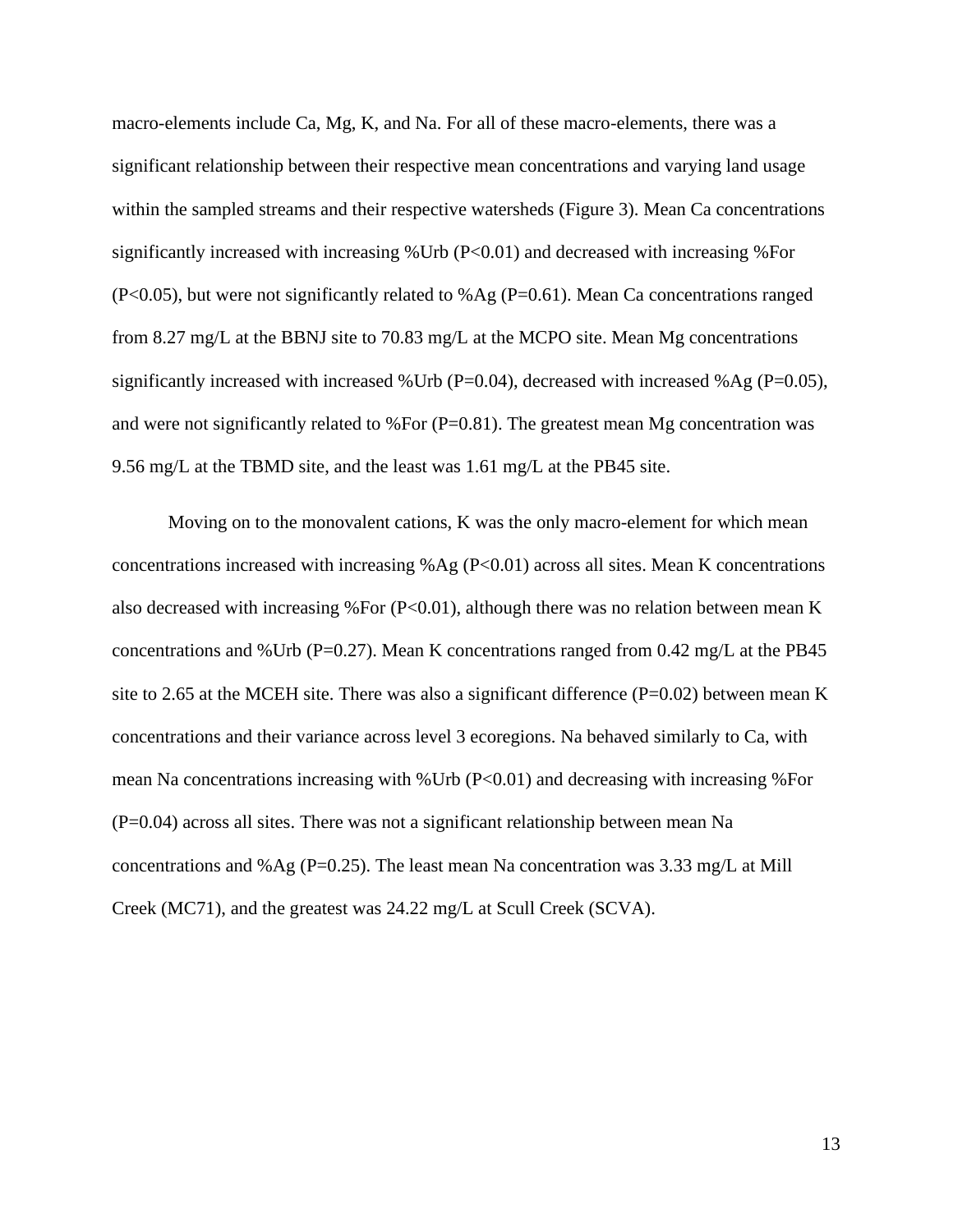macro-elements include Ca, Mg, K, and Na. For all of these macro-elements, there was a significant relationship between their respective mean concentrations and varying land usage within the sampled streams and their respective watersheds (Figure 3). Mean Ca concentrations significantly increased with increasing %Urb ($P<0.01$) and decreased with increasing %For ($P<0.05$), but were not significantly related to %Ag ($P=0.61$). Mean Ca concentrations ranged from 8.27 mg/L at the BBNJ site to 70.83 mg/L at the MCPO site. Mean Mg concentrations significantly increased with increased %Urb ($P=0.04$), decreased with increased %Ag ($P=0.05$), and were not significantly related to %For ($P=0.81$). The greatest mean Mg concentration was 9.56 mg/L at the TBMD site, and the least was 1.61 mg/L at the PB45 site.

Moving on to the monovalent cations, K was the only macro-element for which mean concentrations increased with increasing %Ag ($P<0.01$) across all sites. Mean K concentrations also decreased with increasing %For ($P<0.01$), although there was no relation between mean K concentrations and %Urb ($P=0.27$). Mean K concentrations ranged from 0.42 mg/L at the PB45 site to 2.65 at the MCEH site. There was also a significant difference ($P=0.02$) between mean K concentrations and their variance across level 3 ecoregions. Na behaved similarly to Ca, with mean Na concentrations increasing with %Urb ($P<0.01$) and decreasing with increasing %For ($P=0.04$) across all sites. There was not a significant relationship between mean Na concentrations and %Ag ($P=0.25$). The least mean Na concentration was 3.33 mg/L at Mill Creek (MC71), and the greatest was 24.22 mg/L at Scull Creek (SCVA).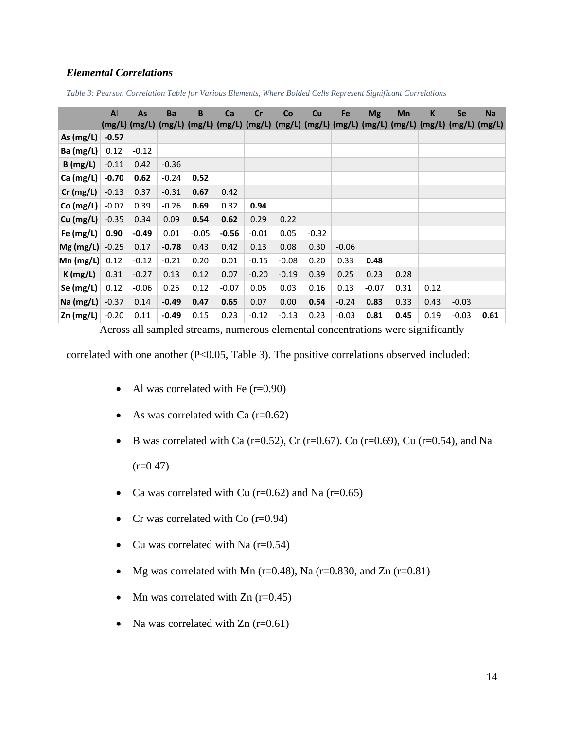### *Elemental Correlations*

*Table 3: Pearson Correlation Table for Various Elements, Where Bolded Cells Represent Significant Correlations*

| | Al (mg/L) | As (mg/L) | Ba (mg/L) | B (mg/L) | Ca (mg/L) | Cr (mg/L) | Co (mg/L) | Cu (mg/L) | Fe (mg/L) | Mg (mg/L) | Mn (mg/L) | K (mg/L) | Se (mg/L) | Na (mg/L) |
|---|---|---|---|---|---|---|---|---|---|---|---|---|---|---|
| **As (mg/L)** | **-0.57** | | | | | | | | | | | | | |
| **Ba (mg/L)** | 0.12 | -0.12 | | | | | | | | | | | | |
| **B (mg/L)** | -0.11 | 0.42 | -0.36 | | | | | | | | | | | |
| **Ca (mg/L)** | **-0.70** | **0.62** | -0.24 | **0.52** | | | | | | | | | | |
| **Cr (mg/L)** | -0.13 | 0.37 | -0.31 | **0.67** | 0.42 | | | | | | | | | |
| **Co (mg/L)** | -0.07 | 0.39 | -0.26 | **0.69** | 0.32 | **0.94** | | | | | | | | |
| **Cu (mg/L)** | -0.35 | 0.34 | 0.09 | **0.54** | **0.62** | 0.29 | 0.22 | | | | | | | |
| **Fe (mg/L)** | **0.90** | **-0.49** | 0.01 | -0.05 | **-0.56** | -0.01 | 0.05 | -0.32 | | | | | | |
| **Mg (mg/L)** | -0.25 | 0.17 | **-0.78** | 0.43 | 0.42 | 0.13 | 0.08 | 0.30 | -0.06 | | | | | |
| **Mn (mg/L)** | 0.12 | -0.12 | -0.21 | 0.20 | 0.01 | -0.15 | -0.08 | 0.20 | 0.33 | **0.48** | | | | |
| **K (mg/L)** | 0.31 | -0.27 | 0.13 | 0.12 | 0.07 | -0.20 | -0.19 | 0.39 | 0.25 | 0.23 | 0.28 | | | |
| **Se (mg/L)** | 0.12 | -0.06 | 0.25 | 0.12 | -0.07 | 0.05 | 0.03 | 0.16 | 0.13 | -0.07 | 0.31 | 0.12 | | |
| **Na (mg/L)** | -0.37 | 0.14 | **-0.49** | **0.47** | **0.65** | 0.07 | 0.00 | **0.54** | -0.24 | **0.83** | 0.33 | 0.43 | -0.03 | |
| **Zn (mg/L)** | -0.20 | 0.11 | **-0.49** | 0.15 | 0.23 | -0.12 | -0.13 | 0.23 | -0.03 | **0.81** | **0.45** | 0.19 | -0.03 | **0.61** |

Across all sampled streams, numerous elemental concentrations were significantly correlated with one another ($P<0.05$, Table 3). The positive correlations observed included:

- Al was correlated with Fe (r=0.90)
- As was correlated with Ca (r=0.62)
- B was correlated with Ca (r=0.52), Cr (r=0.67). Co (r=0.69), Cu (r=0.54), and Na (r=0.47)
- Ca was correlated with Cu (r=0.62) and Na (r=0.65)
- Cr was correlated with Co (r=0.94)
- Cu was correlated with Na (r=0.54)
- Mg was correlated with Mn (r=0.48), Na (r=0.830, and Zn (r=0.81)
- Mn was correlated with Zn (r=0.45)
- Na was correlated with Zn (r=0.61)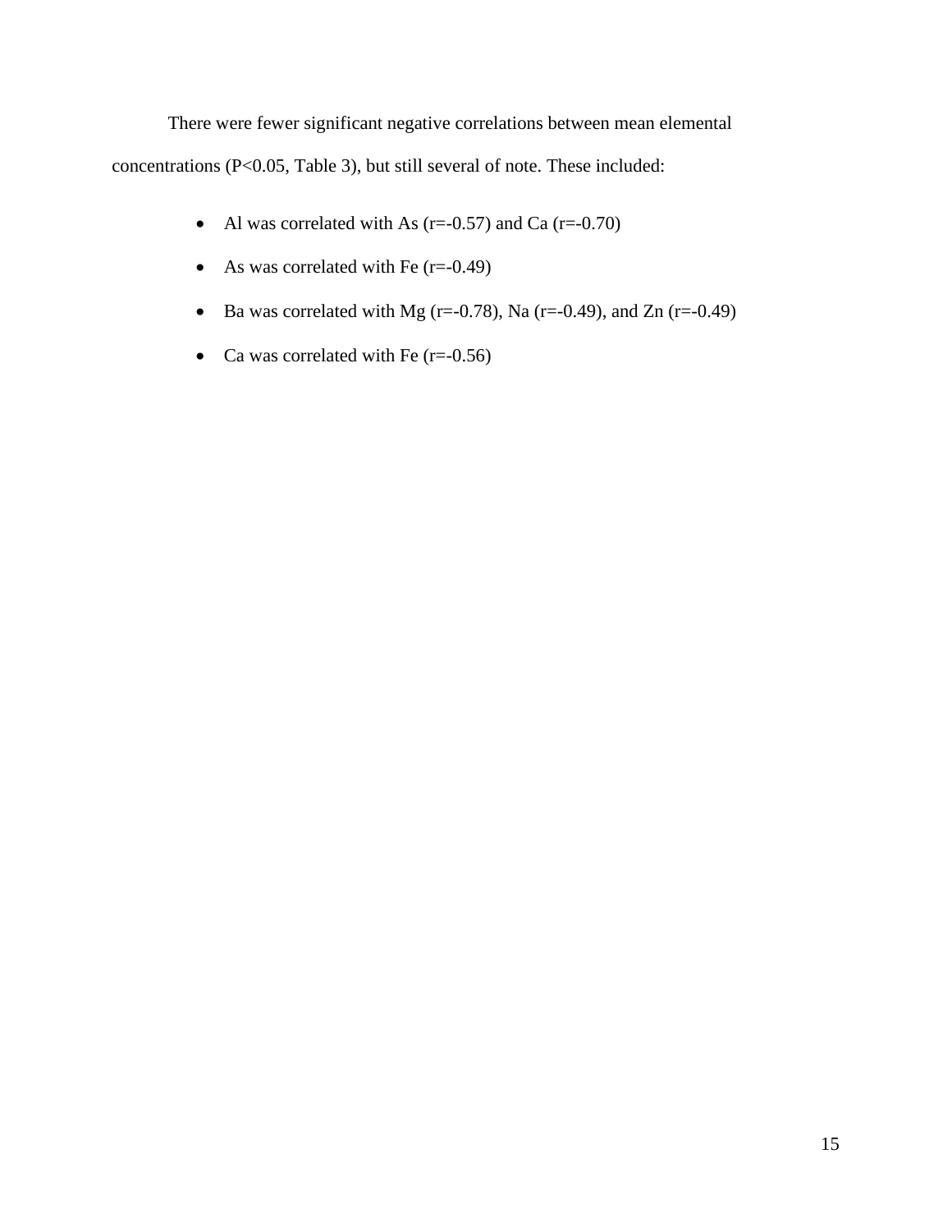There were fewer significant negative correlations between mean elemental concentrations ($P<0.05$, Table 3), but still several of note. These included:

- Al was correlated with As ($r=-0.57$) and Ca ($r=-0.70$)
- As was correlated with Fe ($r=-0.49$)
- Ba was correlated with Mg ($r=-0.78$), Na ($r=-0.49$), and Zn ($r=-0.49$)
- Ca was correlated with Fe ($r=-0.56$)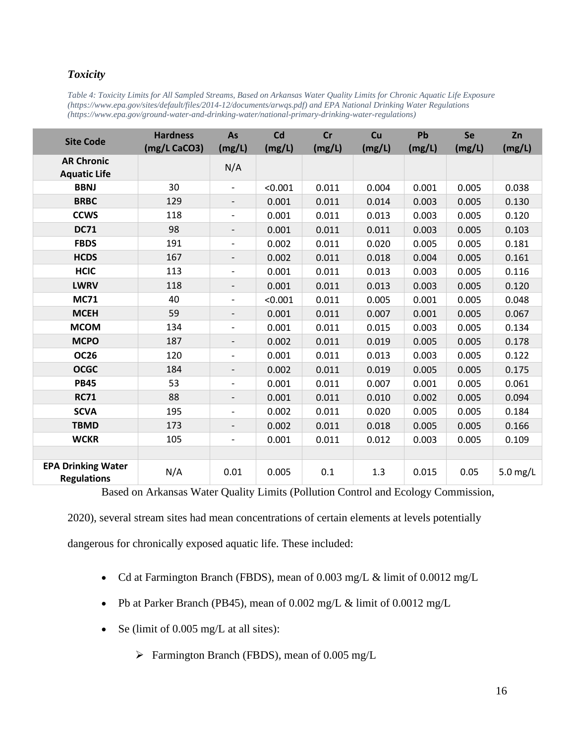### *Toxicity*

*Table 4: Toxicity Limits for All Sampled Streams, Based on Arkansas Water Quality Limits for Chronic Aquatic Life Exposure (https://www.epa.gov/sites/default/files/2014-12/documents/arwqs.pdf) and EPA National Drinking Water Regulations (https://www.epa.gov/ground-water-and-drinking-water/national-primary-drinking-water-regulations)*

| Site Code | Hardness (mg/L CaCO3) | As (mg/L) | Cd (mg/L) | Cr (mg/L) | Cu (mg/L) | Pb (mg/L) | Se (mg/L) | Zn (mg/L) |
|---|---|---|---|---|---|---|---|---|
| **AR Chronic Aquatic Life** | | N/A | | | | | | |
| **BBNJ** | 30 | - | <0.001 | 0.011 | 0.004 | 0.001 | 0.005 | 0.038 |
| **BRBC** | 129 | - | 0.001 | 0.011 | 0.014 | 0.003 | 0.005 | 0.130 |
| **CCWS** | 118 | - | 0.001 | 0.011 | 0.013 | 0.003 | 0.005 | 0.120 |
| **DC71** | 98 | - | 0.001 | 0.011 | 0.011 | 0.003 | 0.005 | 0.103 |
| **FBDS** | 191 | - | 0.002 | 0.011 | 0.020 | 0.005 | 0.005 | 0.181 |
| **HCDS** | 167 | - | 0.002 | 0.011 | 0.018 | 0.004 | 0.005 | 0.161 |
| **HCIC** | 113 | - | 0.001 | 0.011 | 0.013 | 0.003 | 0.005 | 0.116 |
| **LWRV** | 118 | - | 0.001 | 0.011 | 0.013 | 0.003 | 0.005 | 0.120 |
| **MC71** | 40 | - | <0.001 | 0.011 | 0.005 | 0.001 | 0.005 | 0.048 |
| **MCEH** | 59 | - | 0.001 | 0.011 | 0.007 | 0.001 | 0.005 | 0.067 |
| **MCOM** | 134 | - | 0.001 | 0.011 | 0.015 | 0.003 | 0.005 | 0.134 |
| **MCPO** | 187 | - | 0.002 | 0.011 | 0.019 | 0.005 | 0.005 | 0.178 |
| **OC26** | 120 | - | 0.001 | 0.011 | 0.013 | 0.003 | 0.005 | 0.122 |
| **OCGC** | 184 | - | 0.002 | 0.011 | 0.019 | 0.005 | 0.005 | 0.175 |
| **PB45** | 53 | - | 0.001 | 0.011 | 0.007 | 0.001 | 0.005 | 0.061 |
| **RC71** | 88 | - | 0.001 | 0.011 | 0.010 | 0.002 | 0.005 | 0.094 |
| **SCVA** | 195 | - | 0.002 | 0.011 | 0.020 | 0.005 | 0.005 | 0.184 |
| **TBMD** | 173 | - | 0.002 | 0.011 | 0.018 | 0.005 | 0.005 | 0.166 |
| **WCKR** | 105 | - | 0.001 | 0.011 | 0.012 | 0.003 | 0.005 | 0.109 |
| | | | | | | | | |
| **EPA Drinking Water Regulations** | N/A | 0.01 | 0.005 | 0.1 | 1.3 | 0.015 | 0.05 | 5.0 mg/L |

Based on Arkansas Water Quality Limits (Pollution Control and Ecology Commission, 2020), several stream sites had mean concentrations of certain elements at levels potentially dangerous for chronically exposed aquatic life. These included:

- Cd at Farmington Branch (FBDS), mean of 0.003 mg/L & limit of 0.0012 mg/L
- Pb at Parker Branch (PB45), mean of 0.002 mg/L & limit of 0.0012 mg/L
- Se (limit of 0.005 mg/L at all sites):
  - Farmington Branch (FBDS), mean of 0.005 mg/L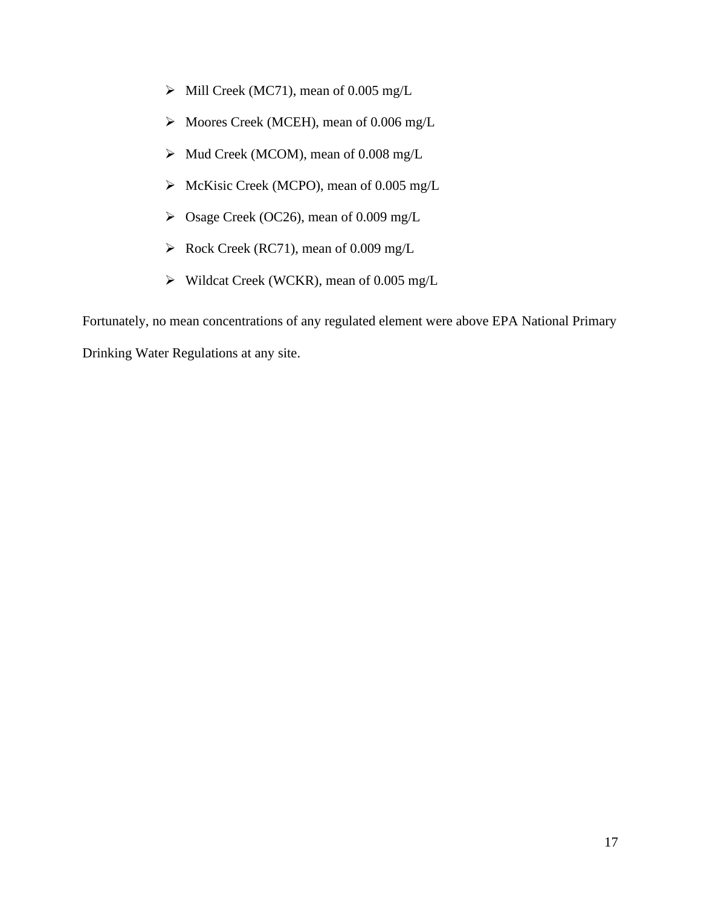- Mill Creek (MC71), mean of 0.005 mg/L
- Moores Creek (MCEH), mean of 0.006 mg/L
- Mud Creek (MCOM), mean of 0.008 mg/L
- McKisic Creek (MCPO), mean of 0.005 mg/L
- Osage Creek (OC26), mean of 0.009 mg/L
- Rock Creek (RC71), mean of 0.009 mg/L
- Wildcat Creek (WCKR), mean of 0.005 mg/L

Fortunately, no mean concentrations of any regulated element were above EPA National Primary Drinking Water Regulations at any site.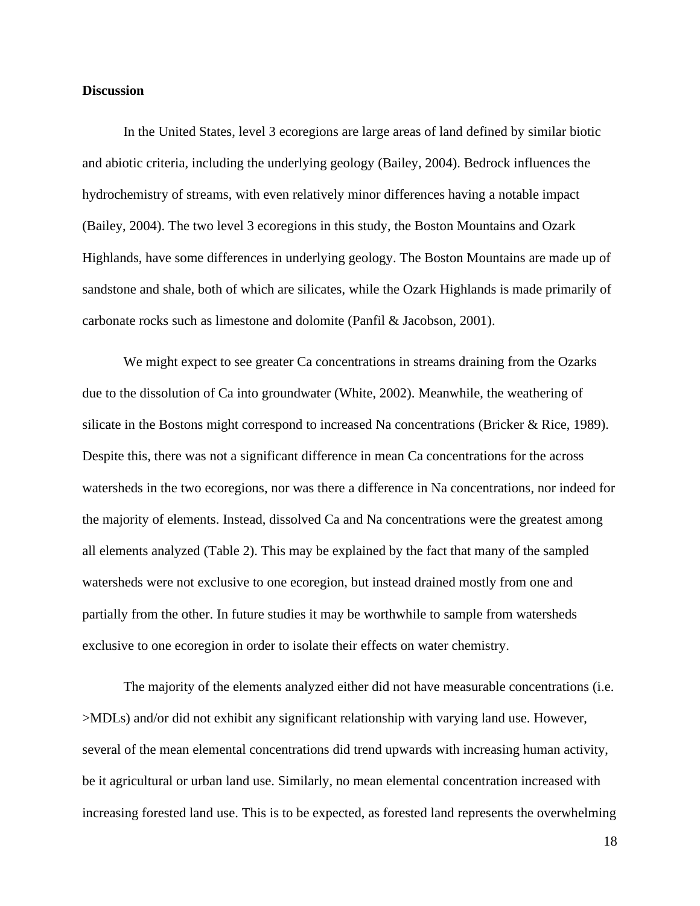**Discussion**

In the United States, level 3 ecoregions are large areas of land defined by similar biotic and abiotic criteria, including the underlying geology (Bailey, 2004). Bedrock influences the hydrochemistry of streams, with even relatively minor differences having a notable impact (Bailey, 2004). The two level 3 ecoregions in this study, the Boston Mountains and Ozark Highlands, have some differences in underlying geology. The Boston Mountains are made up of sandstone and shale, both of which are silicates, while the Ozark Highlands is made primarily of carbonate rocks such as limestone and dolomite (Panfil & Jacobson, 2001).

We might expect to see greater Ca concentrations in streams draining from the Ozarks due to the dissolution of Ca into groundwater (White, 2002). Meanwhile, the weathering of silicate in the Bostons might correspond to increased Na concentrations (Bricker & Rice, 1989). Despite this, there was not a significant difference in mean Ca concentrations for the across watersheds in the two ecoregions, nor was there a difference in Na concentrations, nor indeed for the majority of elements. Instead, dissolved Ca and Na concentrations were the greatest among all elements analyzed (Table 2). This may be explained by the fact that many of the sampled watersheds were not exclusive to one ecoregion, but instead drained mostly from one and partially from the other. In future studies it may be worthwhile to sample from watersheds exclusive to one ecoregion in order to isolate their effects on water chemistry.

The majority of the elements analyzed either did not have measurable concentrations (i.e. >MDLs) and/or did not exhibit any significant relationship with varying land use. However, several of the mean elemental concentrations did trend upwards with increasing human activity, be it agricultural or urban land use. Similarly, no mean elemental concentration increased with increasing forested land use. This is to be expected, as forested land represents the overwhelming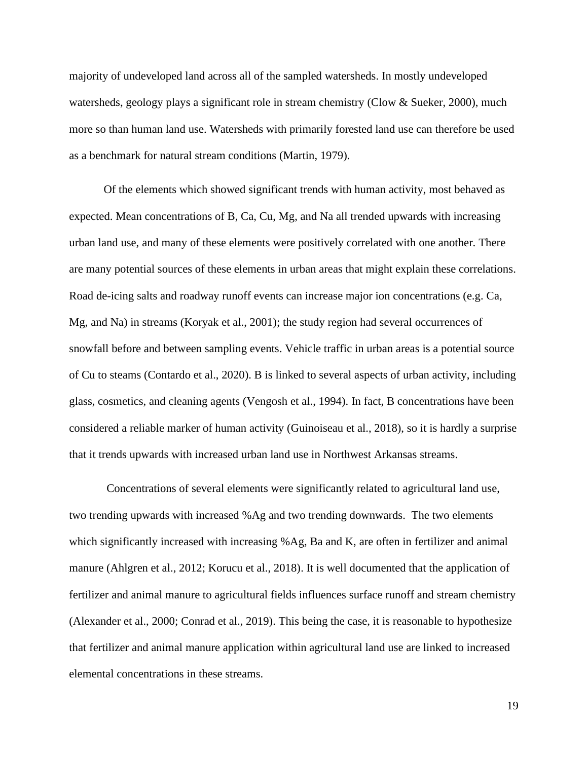majority of undeveloped land across all of the sampled watersheds. In mostly undeveloped watersheds, geology plays a significant role in stream chemistry (Clow & Sueker, 2000), much more so than human land use. Watersheds with primarily forested land use can therefore be used as a benchmark for natural stream conditions (Martin, 1979).

Of the elements which showed significant trends with human activity, most behaved as expected. Mean concentrations of B, Ca, Cu, Mg, and Na all trended upwards with increasing urban land use, and many of these elements were positively correlated with one another. There are many potential sources of these elements in urban areas that might explain these correlations. Road de-icing salts and roadway runoff events can increase major ion concentrations (e.g. Ca, Mg, and Na) in streams (Koryak et al., 2001); the study region had several occurrences of snowfall before and between sampling events. Vehicle traffic in urban areas is a potential source of Cu to steams (Contardo et al., 2020). B is linked to several aspects of urban activity, including glass, cosmetics, and cleaning agents (Vengosh et al., 1994). In fact, B concentrations have been considered a reliable marker of human activity (Guinoiseau et al., 2018), so it is hardly a surprise that it trends upwards with increased urban land use in Northwest Arkansas streams.

Concentrations of several elements were significantly related to agricultural land use, two trending upwards with increased %Ag and two trending downwards. The two elements which significantly increased with increasing %Ag, Ba and K, are often in fertilizer and animal manure (Ahlgren et al., 2012; Korucu et al., 2018). It is well documented that the application of fertilizer and animal manure to agricultural fields influences surface runoff and stream chemistry (Alexander et al., 2000; Conrad et al., 2019). This being the case, it is reasonable to hypothesize that fertilizer and animal manure application within agricultural land use are linked to increased elemental concentrations in these streams.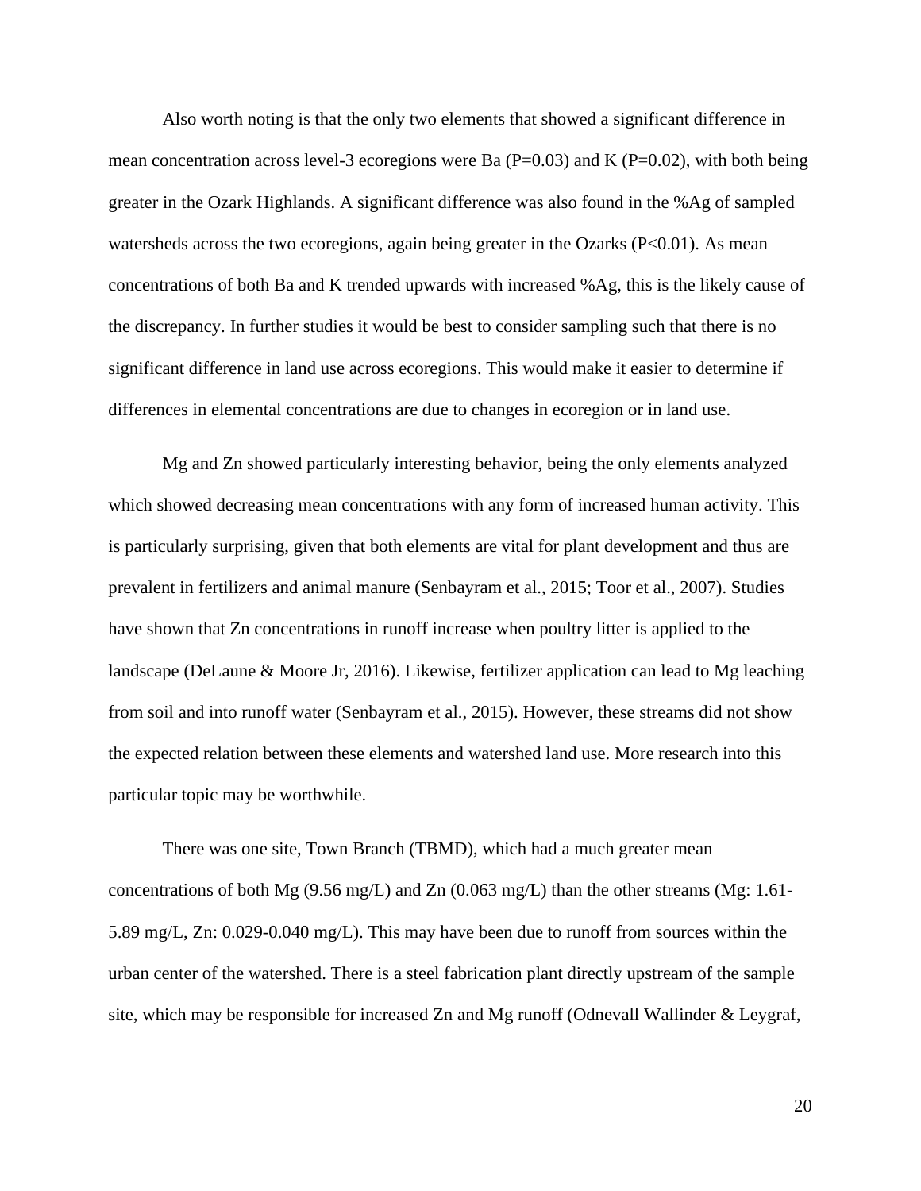Also worth noting is that the only two elements that showed a significant difference in mean concentration across level-3 ecoregions were Ba ($P=0.03$) and K ($P=0.02$), with both being greater in the Ozark Highlands. A significant difference was also found in the %Ag of sampled watersheds across the two ecoregions, again being greater in the Ozarks ($P<0.01$). As mean concentrations of both Ba and K trended upwards with increased %Ag, this is the likely cause of the discrepancy. In further studies it would be best to consider sampling such that there is no significant difference in land use across ecoregions. This would make it easier to determine if differences in elemental concentrations are due to changes in ecoregion or in land use.

Mg and Zn showed particularly interesting behavior, being the only elements analyzed which showed decreasing mean concentrations with any form of increased human activity. This is particularly surprising, given that both elements are vital for plant development and thus are prevalent in fertilizers and animal manure (Senbayram et al., 2015; Toor et al., 2007). Studies have shown that Zn concentrations in runoff increase when poultry litter is applied to the landscape (DeLaune & Moore Jr, 2016). Likewise, fertilizer application can lead to Mg leaching from soil and into runoff water (Senbayram et al., 2015). However, these streams did not show the expected relation between these elements and watershed land use. More research into this particular topic may be worthwhile.

There was one site, Town Branch (TBMD), which had a much greater mean concentrations of both Mg (9.56 mg/L) and Zn (0.063 mg/L) than the other streams (Mg: 1.61-5.89 mg/L, Zn: 0.029-0.040 mg/L). This may have been due to runoff from sources within the urban center of the watershed. There is a steel fabrication plant directly upstream of the sample site, which may be responsible for increased Zn and Mg runoff (Odnevall Wallinder & Leygraf,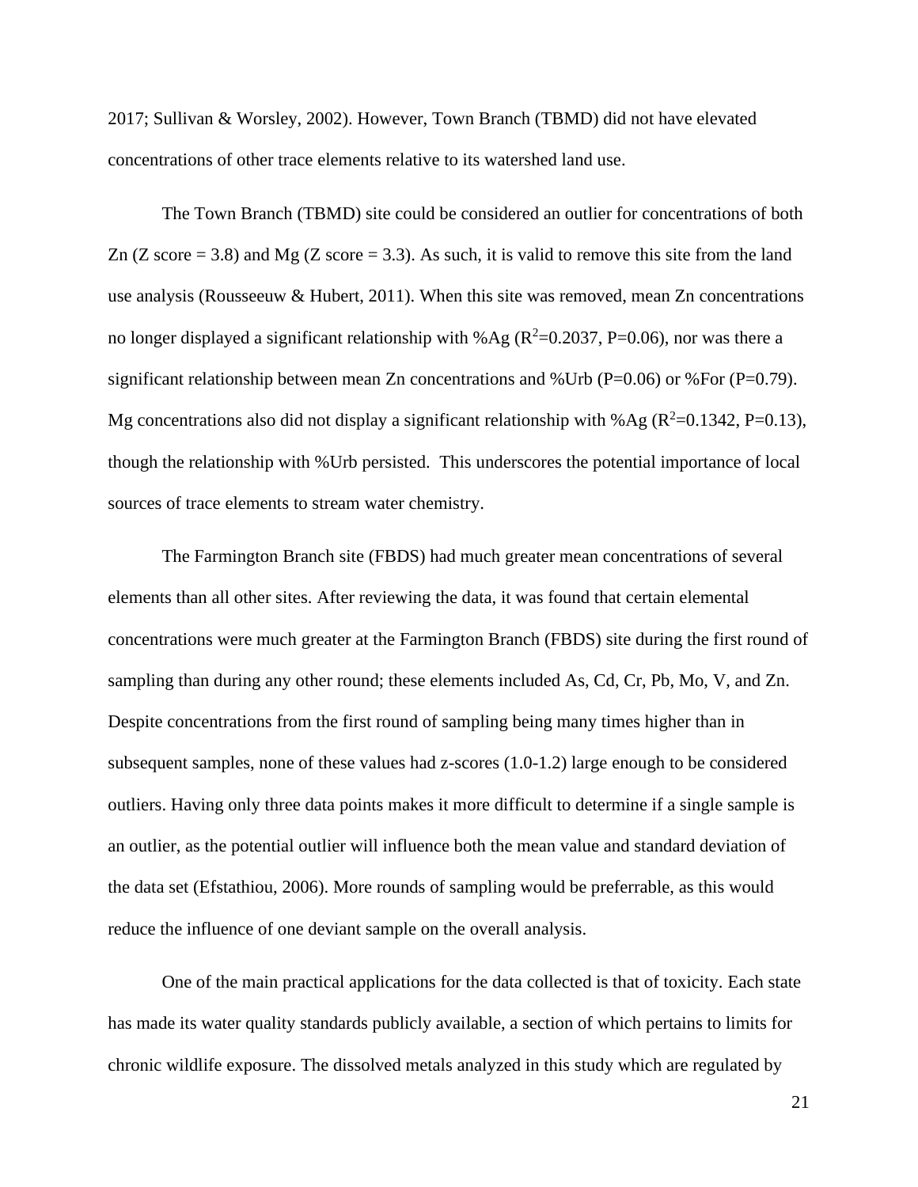2017; Sullivan & Worsley, 2002). However, Town Branch (TBMD) did not have elevated concentrations of other trace elements relative to its watershed land use.

The Town Branch (TBMD) site could be considered an outlier for concentrations of both Zn (Z score = 3.8) and Mg (Z score = 3.3). As such, it is valid to remove this site from the land use analysis (Rousseeuw & Hubert, 2011). When this site was removed, mean Zn concentrations no longer displayed a significant relationship with %Ag ($R^2$=0.2037, P=0.06), nor was there a significant relationship between mean Zn concentrations and %Urb (P=0.06) or %For (P=0.79). Mg concentrations also did not display a significant relationship with %Ag ($R^2$=0.1342, P=0.13), though the relationship with %Urb persisted. This underscores the potential importance of local sources of trace elements to stream water chemistry.

The Farmington Branch site (FBDS) had much greater mean concentrations of several elements than all other sites. After reviewing the data, it was found that certain elemental concentrations were much greater at the Farmington Branch (FBDS) site during the first round of sampling than during any other round; these elements included As, Cd, Cr, Pb, Mo, V, and Zn. Despite concentrations from the first round of sampling being many times higher than in subsequent samples, none of these values had z-scores (1.0-1.2) large enough to be considered outliers. Having only three data points makes it more difficult to determine if a single sample is an outlier, as the potential outlier will influence both the mean value and standard deviation of the data set (Efstathiou, 2006). More rounds of sampling would be preferrable, as this would reduce the influence of one deviant sample on the overall analysis.

One of the main practical applications for the data collected is that of toxicity. Each state has made its water quality standards publicly available, a section of which pertains to limits for chronic wildlife exposure. The dissolved metals analyzed in this study which are regulated by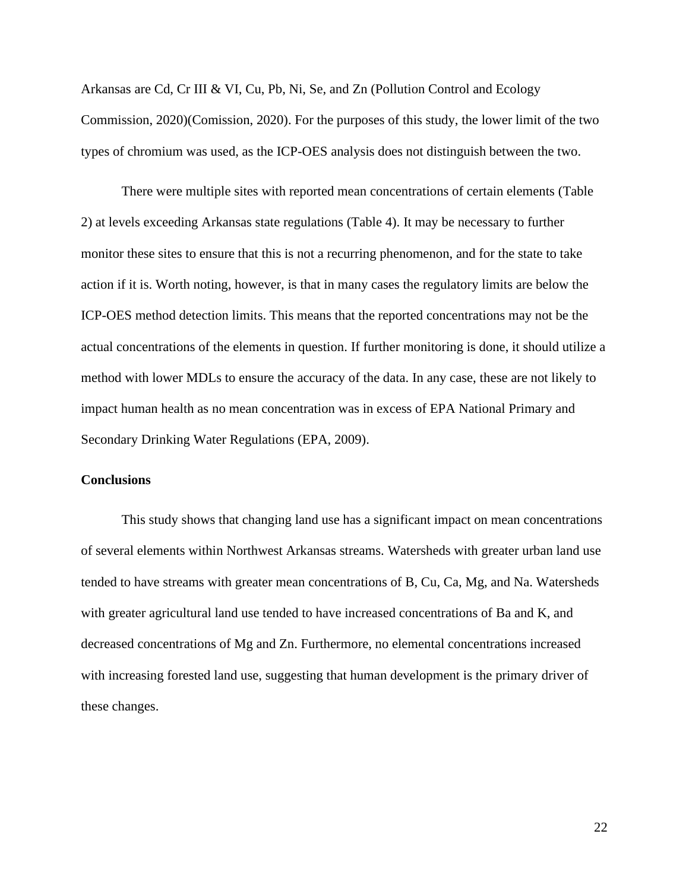Arkansas are Cd, Cr III & VI, Cu, Pb, Ni, Se, and Zn (Pollution Control and Ecology Commission, 2020)(Comission, 2020). For the purposes of this study, the lower limit of the two types of chromium was used, as the ICP-OES analysis does not distinguish between the two.

There were multiple sites with reported mean concentrations of certain elements (Table 2) at levels exceeding Arkansas state regulations (Table 4). It may be necessary to further monitor these sites to ensure that this is not a recurring phenomenon, and for the state to take action if it is. Worth noting, however, is that in many cases the regulatory limits are below the ICP-OES method detection limits. This means that the reported concentrations may not be the actual concentrations of the elements in question. If further monitoring is done, it should utilize a method with lower MDLs to ensure the accuracy of the data. In any case, these are not likely to impact human health as no mean concentration was in excess of EPA National Primary and Secondary Drinking Water Regulations (EPA, 2009).

**Conclusions**

This study shows that changing land use has a significant impact on mean concentrations of several elements within Northwest Arkansas streams. Watersheds with greater urban land use tended to have streams with greater mean concentrations of B, Cu, Ca, Mg, and Na. Watersheds with greater agricultural land use tended to have increased concentrations of Ba and K, and decreased concentrations of Mg and Zn. Furthermore, no elemental concentrations increased with increasing forested land use, suggesting that human development is the primary driver of these changes.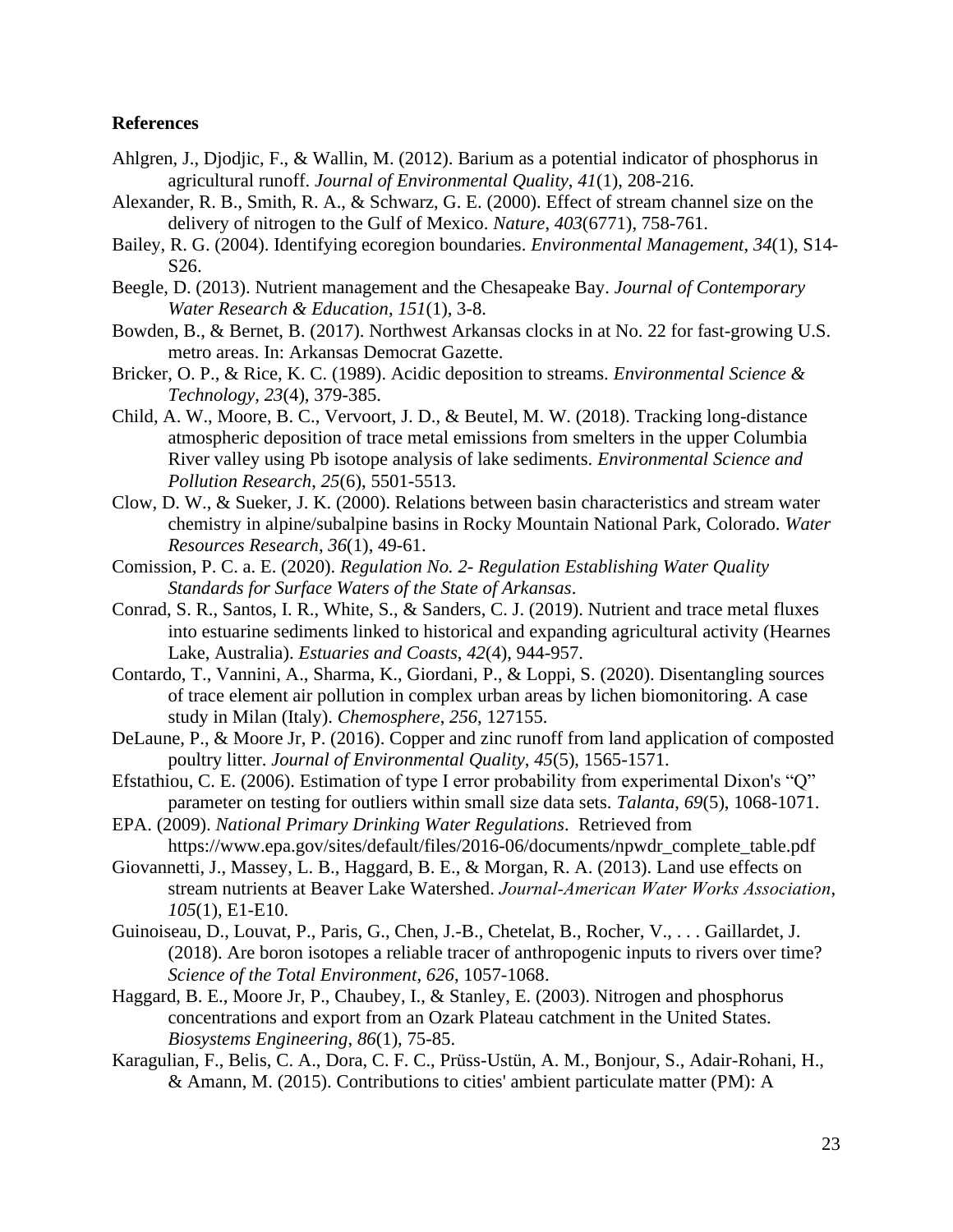**References**

Ahlgren, J., Djodjic, F., & Wallin, M. (2012). Barium as a potential indicator of phosphorus in agricultural runoff. *Journal of Environmental Quality*, *41*(1), 208-216.

Alexander, R. B., Smith, R. A., & Schwarz, G. E. (2000). Effect of stream channel size on the delivery of nitrogen to the Gulf of Mexico. *Nature*, *403*(6771), 758-761.

Bailey, R. G. (2004). Identifying ecoregion boundaries. *Environmental Management*, *34*(1), S14-S26.

Beegle, D. (2013). Nutrient management and the Chesapeake Bay. *Journal of Contemporary Water Research & Education*, *151*(1), 3-8.

Bowden, B., & Bernet, B. (2017). Northwest Arkansas clocks in at No. 22 for fast-growing U.S. metro areas. In: Arkansas Democrat Gazette.

Bricker, O. P., & Rice, K. C. (1989). Acidic deposition to streams. *Environmental Science & Technology*, *23*(4), 379-385.

Child, A. W., Moore, B. C., Vervoort, J. D., & Beutel, M. W. (2018). Tracking long-distance atmospheric deposition of trace metal emissions from smelters in the upper Columbia River valley using Pb isotope analysis of lake sediments. *Environmental Science and Pollution Research*, *25*(6), 5501-5513.

Clow, D. W., & Sueker, J. K. (2000). Relations between basin characteristics and stream water chemistry in alpine/subalpine basins in Rocky Mountain National Park, Colorado. *Water Resources Research*, *36*(1), 49-61.

Comission, P. C. a. E. (2020). *Regulation No. 2- Regulation Establishing Water Quality Standards for Surface Waters of the State of Arkansas*.

Conrad, S. R., Santos, I. R., White, S., & Sanders, C. J. (2019). Nutrient and trace metal fluxes into estuarine sediments linked to historical and expanding agricultural activity (Hearnes Lake, Australia). *Estuaries and Coasts*, *42*(4), 944-957.

Contardo, T., Vannini, A., Sharma, K., Giordani, P., & Loppi, S. (2020). Disentangling sources of trace element air pollution in complex urban areas by lichen biomonitoring. A case study in Milan (Italy). *Chemosphere*, *256*, 127155.

DeLaune, P., & Moore Jr, P. (2016). Copper and zinc runoff from land application of composted poultry litter. *Journal of Environmental Quality*, *45*(5), 1565-1571.

Efstathiou, C. E. (2006). Estimation of type I error probability from experimental Dixon's "Q" parameter on testing for outliers within small size data sets. *Talanta*, *69*(5), 1068-1071.

EPA. (2009). *National Primary Drinking Water Regulations*. Retrieved from https://www.epa.gov/sites/default/files/2016-06/documents/npwdr_complete_table.pdf

Giovannetti, J., Massey, L. B., Haggard, B. E., & Morgan, R. A. (2013). Land use effects on stream nutrients at Beaver Lake Watershed. *Journal-American Water Works Association*, *105*(1), E1-E10.

Guinoiseau, D., Louvat, P., Paris, G., Chen, J.-B., Chetelat, B., Rocher, V., . . . Gaillardet, J. (2018). Are boron isotopes a reliable tracer of anthropogenic inputs to rivers over time? *Science of the Total Environment*, *626*, 1057-1068.

Haggard, B. E., Moore Jr, P., Chaubey, I., & Stanley, E. (2003). Nitrogen and phosphorus concentrations and export from an Ozark Plateau catchment in the United States. *Biosystems Engineering*, *86*(1), 75-85.

Karagulian, F., Belis, C. A., Dora, C. F. C., Prüss-Ustün, A. M., Bonjour, S., Adair-Rohani, H., & Amann, M. (2015). Contributions to cities' ambient particulate matter (PM): A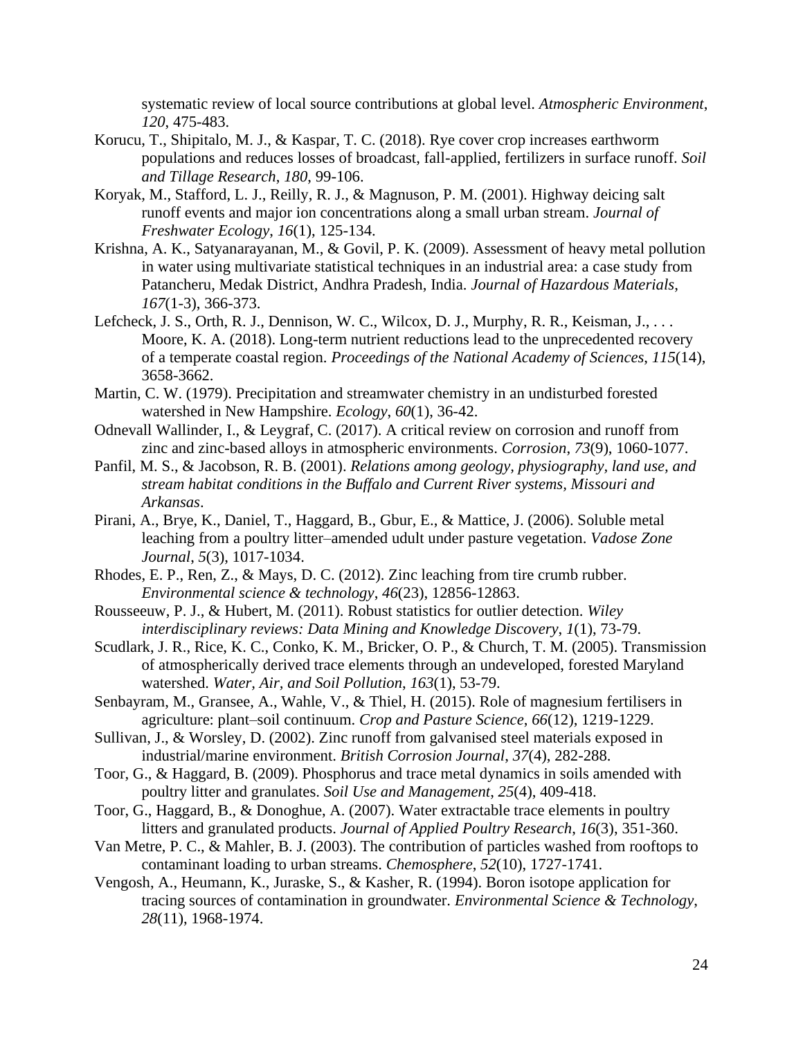systematic review of local source contributions at global level. *Atmospheric Environment*, *120*, 475-483.

Korucu, T., Shipitalo, M. J., & Kaspar, T. C. (2018). Rye cover crop increases earthworm populations and reduces losses of broadcast, fall-applied, fertilizers in surface runoff. *Soil and Tillage Research*, *180*, 99-106.

Koryak, M., Stafford, L. J., Reilly, R. J., & Magnuson, P. M. (2001). Highway deicing salt runoff events and major ion concentrations along a small urban stream. *Journal of Freshwater Ecology*, *16*(1), 125-134.

Krishna, A. K., Satyanarayanan, M., & Govil, P. K. (2009). Assessment of heavy metal pollution in water using multivariate statistical techniques in an industrial area: a case study from Patancheru, Medak District, Andhra Pradesh, India. *Journal of Hazardous Materials*, *167*(1-3), 366-373.

Lefcheck, J. S., Orth, R. J., Dennison, W. C., Wilcox, D. J., Murphy, R. R., Keisman, J., . . . Moore, K. A. (2018). Long-term nutrient reductions lead to the unprecedented recovery of a temperate coastal region. *Proceedings of the National Academy of Sciences*, *115*(14), 3658-3662.

Martin, C. W. (1979). Precipitation and streamwater chemistry in an undisturbed forested watershed in New Hampshire. *Ecology*, *60*(1), 36-42.

Odnevall Wallinder, I., & Leygraf, C. (2017). A critical review on corrosion and runoff from zinc and zinc-based alloys in atmospheric environments. *Corrosion*, *73*(9), 1060-1077.

Panfil, M. S., & Jacobson, R. B. (2001). *Relations among geology, physiography, land use, and stream habitat conditions in the Buffalo and Current River systems, Missouri and Arkansas*.

Pirani, A., Brye, K., Daniel, T., Haggard, B., Gbur, E., & Mattice, J. (2006). Soluble metal leaching from a poultry litter–amended udult under pasture vegetation. *Vadose Zone Journal*, *5*(3), 1017-1034.

Rhodes, E. P., Ren, Z., & Mays, D. C. (2012). Zinc leaching from tire crumb rubber. *Environmental science & technology*, *46*(23), 12856-12863.

Rousseeuw, P. J., & Hubert, M. (2011). Robust statistics for outlier detection. *Wiley interdisciplinary reviews: Data Mining and Knowledge Discovery*, *1*(1), 73-79.

Scudlark, J. R., Rice, K. C., Conko, K. M., Bricker, O. P., & Church, T. M. (2005). Transmission of atmospherically derived trace elements through an undeveloped, forested Maryland watershed. *Water, Air, and Soil Pollution*, *163*(1), 53-79.

Senbayram, M., Gransee, A., Wahle, V., & Thiel, H. (2015). Role of magnesium fertilisers in agriculture: plant–soil continuum. *Crop and Pasture Science*, *66*(12), 1219-1229.

Sullivan, J., & Worsley, D. (2002). Zinc runoff from galvanised steel materials exposed in industrial/marine environment. *British Corrosion Journal*, *37*(4), 282-288.

Toor, G., & Haggard, B. (2009). Phosphorus and trace metal dynamics in soils amended with poultry litter and granulates. *Soil Use and Management*, *25*(4), 409-418.

Toor, G., Haggard, B., & Donoghue, A. (2007). Water extractable trace elements in poultry litters and granulated products. *Journal of Applied Poultry Research*, *16*(3), 351-360.

Van Metre, P. C., & Mahler, B. J. (2003). The contribution of particles washed from rooftops to contaminant loading to urban streams. *Chemosphere*, *52*(10), 1727-1741.

Vengosh, A., Heumann, K., Juraske, S., & Kasher, R. (1994). Boron isotope application for tracing sources of contamination in groundwater. *Environmental Science & Technology*, *28*(11), 1968-1974.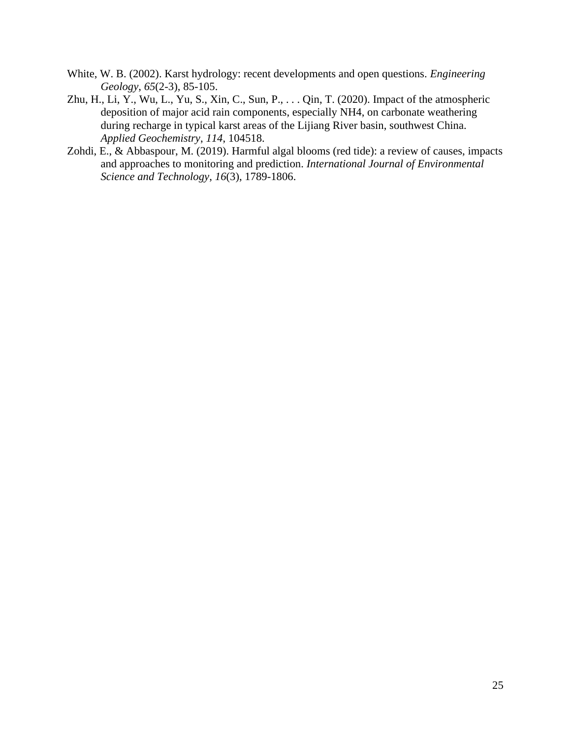White, W. B. (2002). Karst hydrology: recent developments and open questions. *Engineering Geology*, *65*(2-3), 85-105.

Zhu, H., Li, Y., Wu, L., Yu, S., Xin, C., Sun, P., . . . Qin, T. (2020). Impact of the atmospheric deposition of major acid rain components, especially NH4, on carbonate weathering during recharge in typical karst areas of the Lijiang River basin, southwest China. *Applied Geochemistry*, *114*, 104518.

Zohdi, E., & Abbaspour, M. (2019). Harmful algal blooms (red tide): a review of causes, impacts and approaches to monitoring and prediction. *International Journal of Environmental Science and Technology*, *16*(3), 1789-1806.